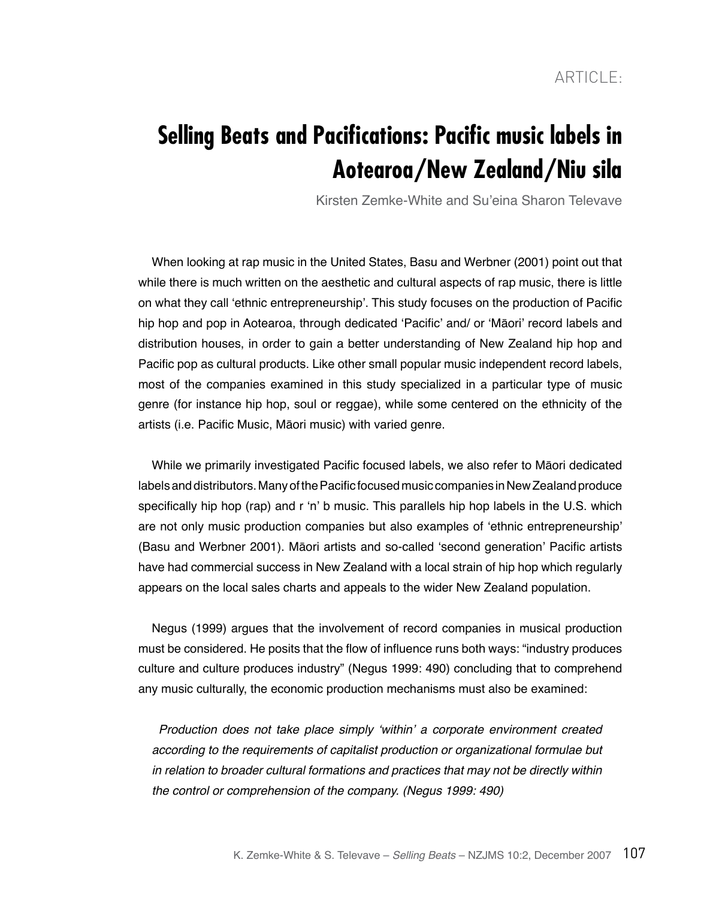ARTICLE:

# Selling Beats and Pacifications: Pacific music labels in Aotearoa/New Zealand/Niu sila

Kirsten Zemke-White and Su'eina Sharon Televave

When looking at rap music in the United States, Basu and Werbner (2001) point out that while there is much written on the aesthetic and cultural aspects of rap music, there is little on what they call 'ethnic entrepreneurship'. This study focuses on the production of Pacific hip hop and pop in Aotearoa, through dedicated 'Pacific' and/ or 'Māori' record labels and distribution houses, in order to gain a better understanding of New Zealand hip hop and Pacific pop as cultural products. Like other small popular music independent record labels, most of the companies examined in this study specialized in a particular type of music genre (for instance hip hop, soul or reggae), while some centered on the ethnicity of the artists (i.e. Pacific Music, Māori music) with varied genre.

While we primarily investigated Pacific focused labels, we also refer to Māori dedicated labels and distributors. Many of the Pacific focused music companies in New Zealand produce specifically hip hop (rap) and r 'n' b music. This parallels hip hop labels in the U.S. which are not only music production companies but also examples of 'ethnic entrepreneurship' (Basu and Werbner 2001). Māori artists and so-called 'second generation' Pacific artists have had commercial success in New Zealand with a local strain of hip hop which regularly appears on the local sales charts and appeals to the wider New Zealand population.

Negus (1999) argues that the involvement of record companies in musical production must be considered. He posits that the flow of influence runs both ways: "industry produces culture and culture produces industry" (Negus 1999: 490) concluding that to comprehend any music culturally, the economic production mechanisms must also be examined:

> *Production does not take place simply 'within' a corporate environment created according to the requirements of capitalist production or organizational formulae but in relation to broader cultural formations and practices that may not be directly within the control or comprehension of the company. (Negus 1999: 490)*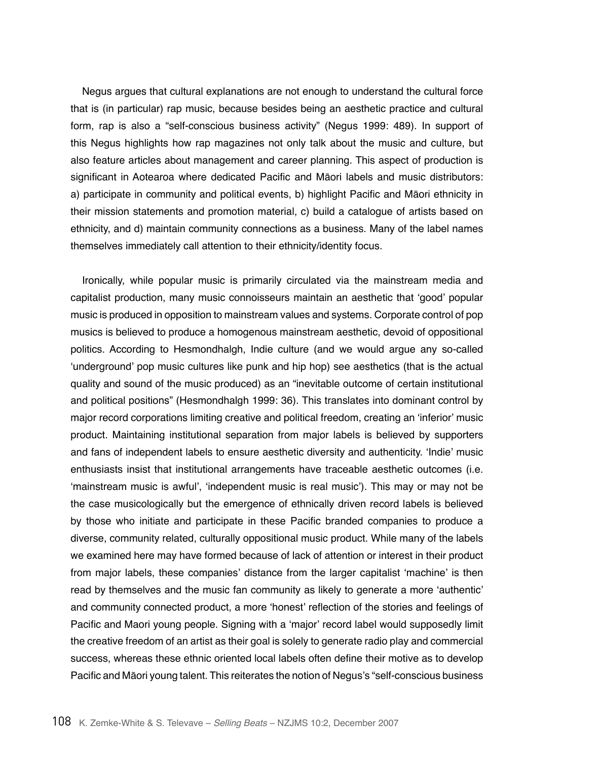Negus argues that cultural explanations are not enough to understand the cultural force that is (in particular) rap music, because besides being an aesthetic practice and cultural form, rap is also a "self-conscious business activity" (Negus 1999: 489). In support of this Negus highlights how rap magazines not only talk about the music and culture, but also feature articles about management and career planning. This aspect of production is significant in Aotearoa where dedicated Pacific and Māori labels and music distributors: a) participate in community and political events, b) highlight Pacific and Māori ethnicity in their mission statements and promotion material, c) build a catalogue of artists based on ethnicity, and d) maintain community connections as a business. Many of the label names themselves immediately call attention to their ethnicity/identity focus.

Ironically, while popular music is primarily circulated via the mainstream media and capitalist production, many music connoisseurs maintain an aesthetic that 'good' popular music is produced in opposition to mainstream values and systems. Corporate control of pop musics is believed to produce a homogenous mainstream aesthetic, devoid of oppositional politics. According to Hesmondhalgh, Indie culture (and we would argue any so-called 'underground' pop music cultures like punk and hip hop) see aesthetics (that is the actual quality and sound of the music produced) as an "inevitable outcome of certain institutional and political positions" (Hesmondhalgh 1999: 36). This translates into dominant control by major record corporations limiting creative and political freedom, creating an 'inferior' music product. Maintaining institutional separation from major labels is believed by supporters and fans of independent labels to ensure aesthetic diversity and authenticity. 'Indie' music enthusiasts insist that institutional arrangements have traceable aesthetic outcomes (i.e. 'mainstream music is awful', 'independent music is real music'). This may or may not be the case musicologically but the emergence of ethnically driven record labels is believed by those who initiate and participate in these Pacific branded companies to produce a diverse, community related, culturally oppositional music product. While many of the labels we examined here may have formed because of lack of attention or interest in their product from major labels, these companies' distance from the larger capitalist 'machine' is then read by themselves and the music fan community as likely to generate a more 'authentic' and community connected product, a more 'honest' reflection of the stories and feelings of Pacific and Maori young people. Signing with a 'major' record label would supposedly limit the creative freedom of an artist as their goal is solely to generate radio play and commercial success, whereas these ethnic oriented local labels often define their motive as to develop Pacific and Māori young talent. This reiterates the notion of Negus's "self-conscious business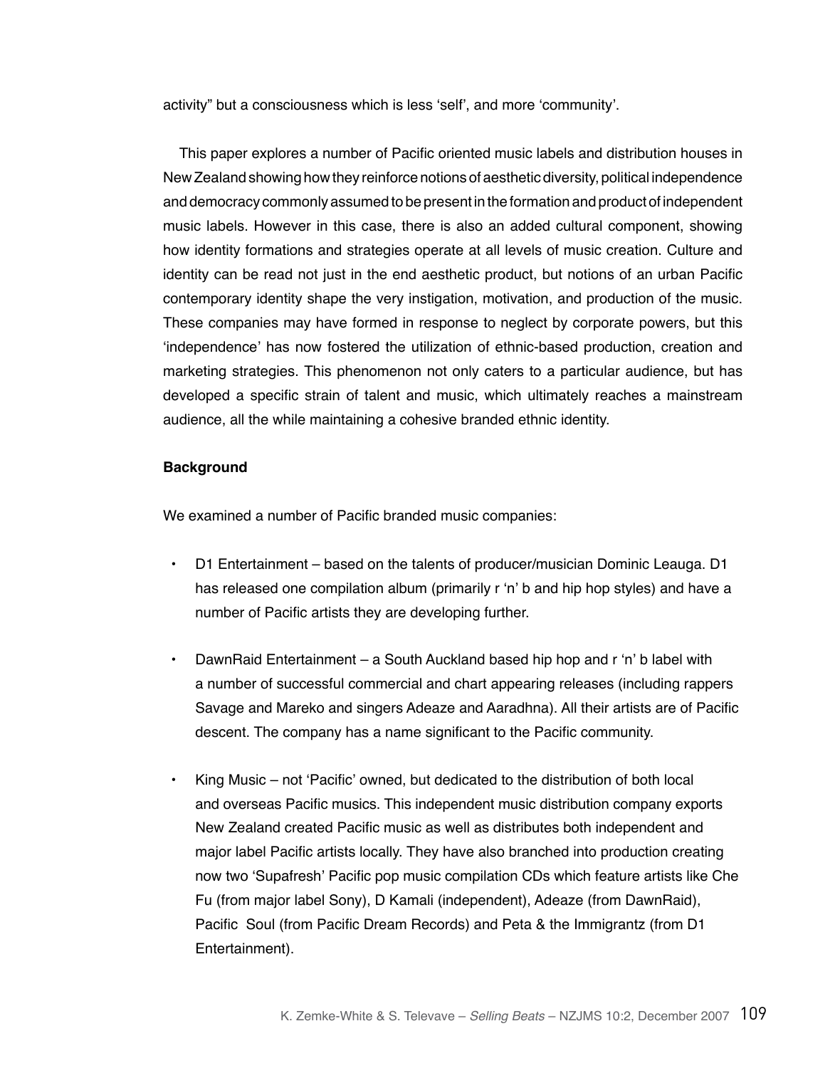activity" but a consciousness which is less 'self', and more 'community'.

This paper explores a number of Pacific oriented music labels and distribution houses in New Zealand showing how they reinforce notions of aesthetic diversity, political independence and democracy commonly assumed to be present in the formation and product of independent music labels. However in this case, there is also an added cultural component, showing how identity formations and strategies operate at all levels of music creation. Culture and identity can be read not just in the end aesthetic product, but notions of an urban Pacific contemporary identity shape the very instigation, motivation, and production of the music. These companies may have formed in response to neglect by corporate powers, but this 'independence' has now fostered the utilization of ethnic-based production, creation and marketing strategies. This phenomenon not only caters to a particular audience, but has developed a specific strain of talent and music, which ultimately reaches a mainstream audience, all the while maintaining a cohesive branded ethnic identity.

**Background**

We examined a number of Pacific branded music companies:

- D1 Entertainment – based on the talents of producer/musician Dominic Leauga. D1 has released one compilation album (primarily r 'n' b and hip hop styles) and have a number of Pacific artists they are developing further.
- DawnRaid Entertainment – a South Auckland based hip hop and r 'n' b label with a number of successful commercial and chart appearing releases (including rappers Savage and Mareko and singers Adeaze and Aaradhna). All their artists are of Pacific descent. The company has a name significant to the Pacific community.
- King Music – not 'Pacific' owned, but dedicated to the distribution of both local and overseas Pacific musics. This independent music distribution company exports New Zealand created Pacific music as well as distributes both independent and major label Pacific artists locally. They have also branched into production creating now two 'Supafresh' Pacific pop music compilation CDs which feature artists like Che Fu (from major label Sony), D Kamali (independent), Adeaze (from DawnRaid), Pacific Soul (from Pacific Dream Records) and Peta & the Immigrantz (from D1 Entertainment).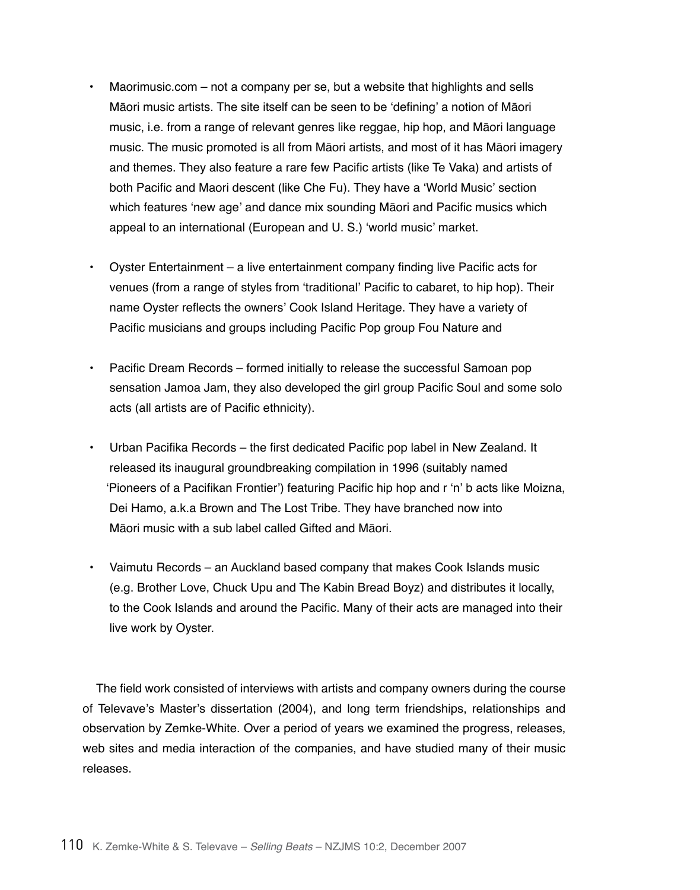- Maorimusic.com – not a company per se, but a website that highlights and sells Māori music artists. The site itself can be seen to be 'defining' a notion of Māori music, i.e. from a range of relevant genres like reggae, hip hop, and Māori language music. The music promoted is all from Māori artists, and most of it has Māori imagery and themes. They also feature a rare few Pacific artists (like Te Vaka) and artists of both Pacific and Maori descent (like Che Fu). They have a 'World Music' section which features 'new age' and dance mix sounding Māori and Pacific musics which appeal to an international (European and U. S.) 'world music' market.

- Oyster Entertainment – a live entertainment company finding live Pacific acts for venues (from a range of styles from 'traditional' Pacific to cabaret, to hip hop). Their name Oyster reflects the owners' Cook Island Heritage. They have a variety of Pacific musicians and groups including Pacific Pop group Fou Nature and

- Pacific Dream Records – formed initially to release the successful Samoan pop sensation Jamoa Jam, they also developed the girl group Pacific Soul and some solo acts (all artists are of Pacific ethnicity).

- Urban Pacifika Records – the first dedicated Pacific pop label in New Zealand. It released its inaugural groundbreaking compilation in 1996 (suitably named 'Pioneers of a Pacifikan Frontier') featuring Pacific hip hop and r 'n' b acts like Moizna, Dei Hamo, a.k.a Brown and The Lost Tribe. They have branched now into Māori music with a sub label called Gifted and Māori.

- Vaimutu Records – an Auckland based company that makes Cook Islands music (e.g. Brother Love, Chuck Upu and The Kabin Bread Boyz) and distributes it locally, to the Cook Islands and around the Pacific. Many of their acts are managed into their live work by Oyster.

The field work consisted of interviews with artists and company owners during the course of Televave's Master's dissertation (2004), and long term friendships, relationships and observation by Zemke-White. Over a period of years we examined the progress, releases, web sites and media interaction of the companies, and have studied many of their music releases.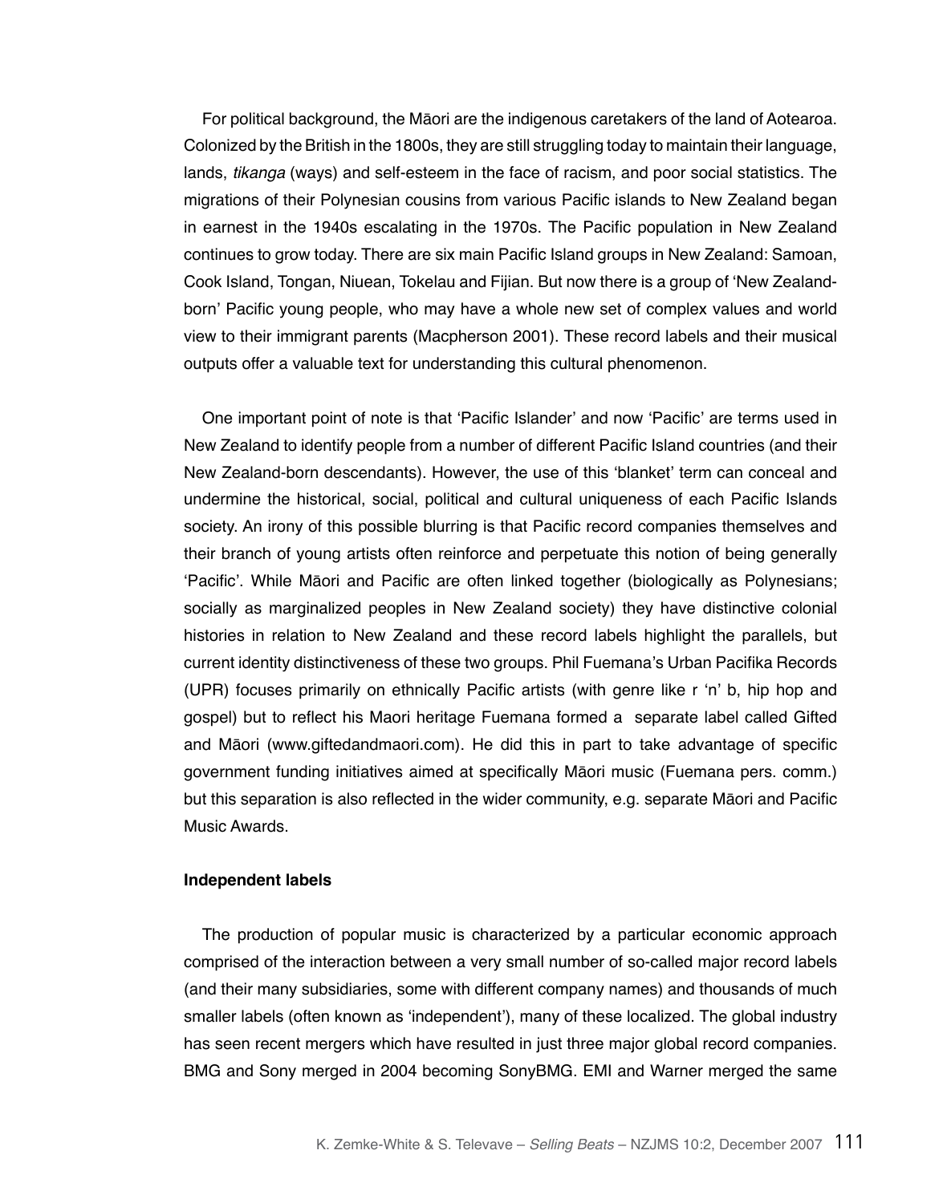For political background, the Māori are the indigenous caretakers of the land of Aotearoa. Colonized by the British in the 1800s, they are still struggling today to maintain their language, lands, *tikanga* (ways) and self-esteem in the face of racism, and poor social statistics. The migrations of their Polynesian cousins from various Pacific islands to New Zealand began in earnest in the 1940s escalating in the 1970s. The Pacific population in New Zealand continues to grow today. There are six main Pacific Island groups in New Zealand: Samoan, Cook Island, Tongan, Niuean, Tokelau and Fijian. But now there is a group of 'New Zealand-born' Pacific young people, who may have a whole new set of complex values and world view to their immigrant parents (Macpherson 2001). These record labels and their musical outputs offer a valuable text for understanding this cultural phenomenon.

One important point of note is that 'Pacific Islander' and now 'Pacific' are terms used in New Zealand to identify people from a number of different Pacific Island countries (and their New Zealand-born descendants). However, the use of this 'blanket' term can conceal and undermine the historical, social, political and cultural uniqueness of each Pacific Islands society. An irony of this possible blurring is that Pacific record companies themselves and their branch of young artists often reinforce and perpetuate this notion of being generally 'Pacific'. While Māori and Pacific are often linked together (biologically as Polynesians; socially as marginalized peoples in New Zealand society) they have distinctive colonial histories in relation to New Zealand and these record labels highlight the parallels, but current identity distinctiveness of these two groups. Phil Fuemana's Urban Pacifika Records (UPR) focuses primarily on ethnically Pacific artists (with genre like r 'n' b, hip hop and gospel) but to reflect his Maori heritage Fuemana formed a separate label called Gifted and Māori (www.giftedandmaori.com). He did this in part to take advantage of specific government funding initiatives aimed at specifically Māori music (Fuemana pers. comm.) but this separation is also reflected in the wider community, e.g. separate Māori and Pacific Music Awards.

**Independent labels**

The production of popular music is characterized by a particular economic approach comprised of the interaction between a very small number of so-called major record labels (and their many subsidiaries, some with different company names) and thousands of much smaller labels (often known as 'independent'), many of these localized. The global industry has seen recent mergers which have resulted in just three major global record companies. BMG and Sony merged in 2004 becoming SonyBMG. EMI and Warner merged the same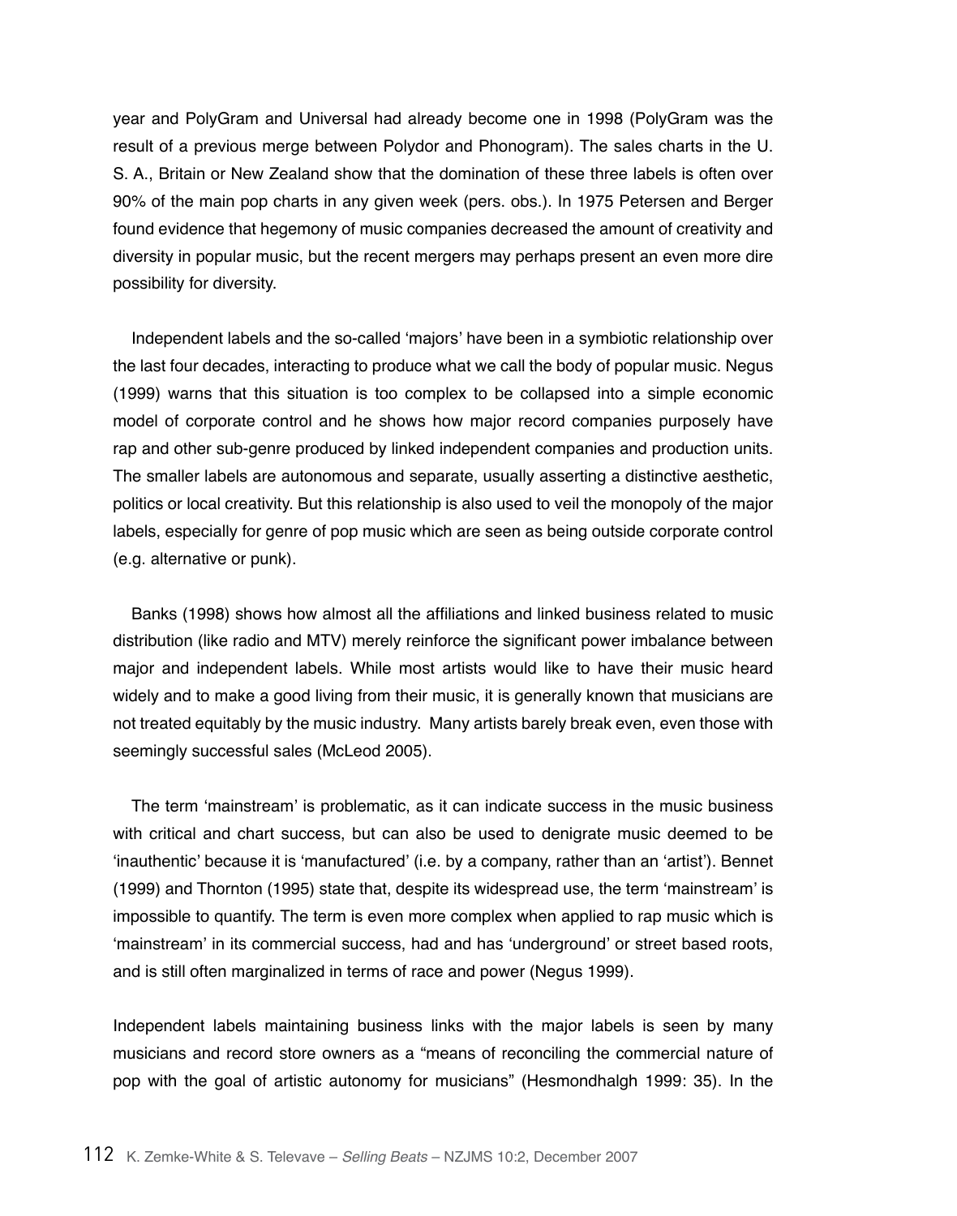year and PolyGram and Universal had already become one in 1998 (PolyGram was the result of a previous merge between Polydor and Phonogram). The sales charts in the U. S. A., Britain or New Zealand show that the domination of these three labels is often over 90% of the main pop charts in any given week (pers. obs.). In 1975 Petersen and Berger found evidence that hegemony of music companies decreased the amount of creativity and diversity in popular music, but the recent mergers may perhaps present an even more dire possibility for diversity.

Independent labels and the so-called 'majors' have been in a symbiotic relationship over the last four decades, interacting to produce what we call the body of popular music. Negus (1999) warns that this situation is too complex to be collapsed into a simple economic model of corporate control and he shows how major record companies purposely have rap and other sub-genre produced by linked independent companies and production units. The smaller labels are autonomous and separate, usually asserting a distinctive aesthetic, politics or local creativity. But this relationship is also used to veil the monopoly of the major labels, especially for genre of pop music which are seen as being outside corporate control (e.g. alternative or punk).

Banks (1998) shows how almost all the affiliations and linked business related to music distribution (like radio and MTV) merely reinforce the significant power imbalance between major and independent labels. While most artists would like to have their music heard widely and to make a good living from their music, it is generally known that musicians are not treated equitably by the music industry. Many artists barely break even, even those with seemingly successful sales (McLeod 2005).

The term 'mainstream' is problematic, as it can indicate success in the music business with critical and chart success, but can also be used to denigrate music deemed to be 'inauthentic' because it is 'manufactured' (i.e. by a company, rather than an 'artist'). Bennet (1999) and Thornton (1995) state that, despite its widespread use, the term 'mainstream' is impossible to quantify. The term is even more complex when applied to rap music which is 'mainstream' in its commercial success, had and has 'underground' or street based roots, and is still often marginalized in terms of race and power (Negus 1999).

Independent labels maintaining business links with the major labels is seen by many musicians and record store owners as a "means of reconciling the commercial nature of pop with the goal of artistic autonomy for musicians" (Hesmondhalgh 1999: 35). In the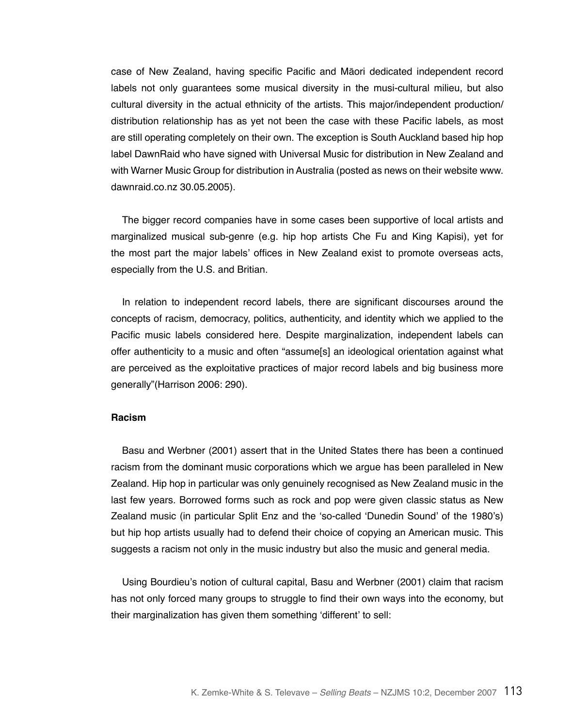case of New Zealand, having specific Pacific and Māori dedicated independent record labels not only guarantees some musical diversity in the musi-cultural milieu, but also cultural diversity in the actual ethnicity of the artists. This major/independent production/distribution relationship has as yet not been the case with these Pacific labels, as most are still operating completely on their own. The exception is South Auckland based hip hop label DawnRaid who have signed with Universal Music for distribution in New Zealand and with Warner Music Group for distribution in Australia (posted as news on their website www.dawnraid.co.nz 30.05.2005).

The bigger record companies have in some cases been supportive of local artists and marginalized musical sub-genre (e.g. hip hop artists Che Fu and King Kapisi), yet for the most part the major labels' offices in New Zealand exist to promote overseas acts, especially from the U.S. and Britian.

In relation to independent record labels, there are significant discourses around the concepts of racism, democracy, politics, authenticity, and identity which we applied to the Pacific music labels considered here. Despite marginalization, independent labels can offer authenticity to a music and often "assume[s] an ideological orientation against what are perceived as the exploitative practices of major record labels and big business more generally"(Harrison 2006: 290).

**Racism**

Basu and Werbner (2001) assert that in the United States there has been a continued racism from the dominant music corporations which we argue has been paralleled in New Zealand. Hip hop in particular was only genuinely recognised as New Zealand music in the last few years. Borrowed forms such as rock and pop were given classic status as New Zealand music (in particular Split Enz and the 'so-called 'Dunedin Sound' of the 1980's) but hip hop artists usually had to defend their choice of copying an American music. This suggests a racism not only in the music industry but also the music and general media.

Using Bourdieu's notion of cultural capital, Basu and Werbner (2001) claim that racism has not only forced many groups to struggle to find their own ways into the economy, but their marginalization has given them something 'different' to sell: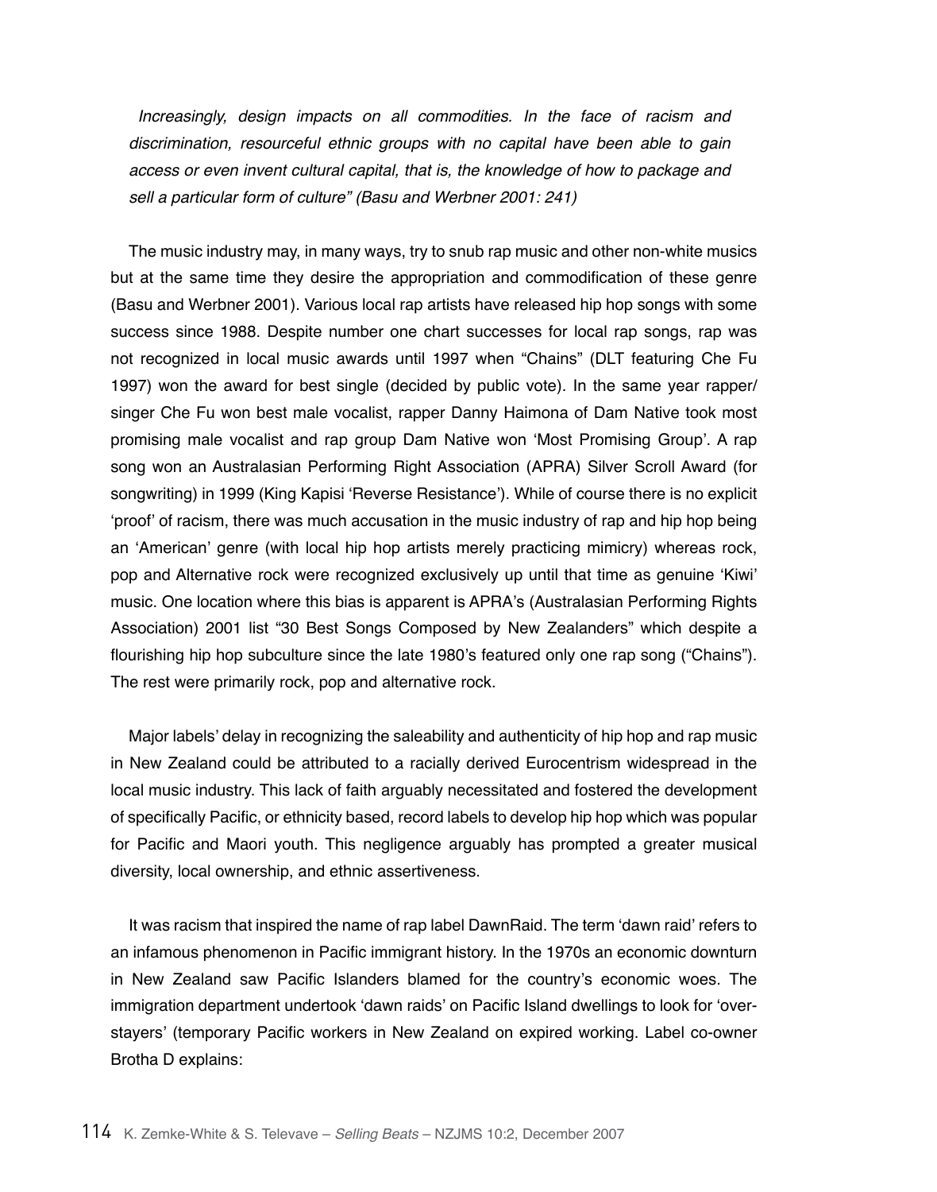*Increasingly, design impacts on all commodities. In the face of racism and discrimination, resourceful ethnic groups with no capital have been able to gain access or even invent cultural capital, that is, the knowledge of how to package and sell a particular form of culture" (Basu and Werbner 2001: 241)*

The music industry may, in many ways, try to snub rap music and other non-white musics but at the same time they desire the appropriation and commodification of these genre (Basu and Werbner 2001). Various local rap artists have released hip hop songs with some success since 1988. Despite number one chart successes for local rap songs, rap was not recognized in local music awards until 1997 when "Chains" (DLT featuring Che Fu 1997) won the award for best single (decided by public vote). In the same year rapper/singer Che Fu won best male vocalist, rapper Danny Haimona of Dam Native took most promising male vocalist and rap group Dam Native won 'Most Promising Group'. A rap song won an Australasian Performing Right Association (APRA) Silver Scroll Award (for songwriting) in 1999 (King Kapisi 'Reverse Resistance'). While of course there is no explicit 'proof' of racism, there was much accusation in the music industry of rap and hip hop being an 'American' genre (with local hip hop artists merely practicing mimicry) whereas rock, pop and Alternative rock were recognized exclusively up until that time as genuine 'Kiwi' music. One location where this bias is apparent is APRA's (Australasian Performing Rights Association) 2001 list "30 Best Songs Composed by New Zealanders" which despite a flourishing hip hop subculture since the late 1980's featured only one rap song ("Chains"). The rest were primarily rock, pop and alternative rock.

Major labels' delay in recognizing the saleability and authenticity of hip hop and rap music in New Zealand could be attributed to a racially derived Eurocentrism widespread in the local music industry. This lack of faith arguably necessitated and fostered the development of specifically Pacific, or ethnicity based, record labels to develop hip hop which was popular for Pacific and Maori youth. This negligence arguably has prompted a greater musical diversity, local ownership, and ethnic assertiveness.

It was racism that inspired the name of rap label DawnRaid. The term 'dawn raid' refers to an infamous phenomenon in Pacific immigrant history. In the 1970s an economic downturn in New Zealand saw Pacific Islanders blamed for the country's economic woes. The immigration department undertook 'dawn raids' on Pacific Island dwellings to look for 'over-stayers' (temporary Pacific workers in New Zealand on expired working. Label co-owner Brotha D explains: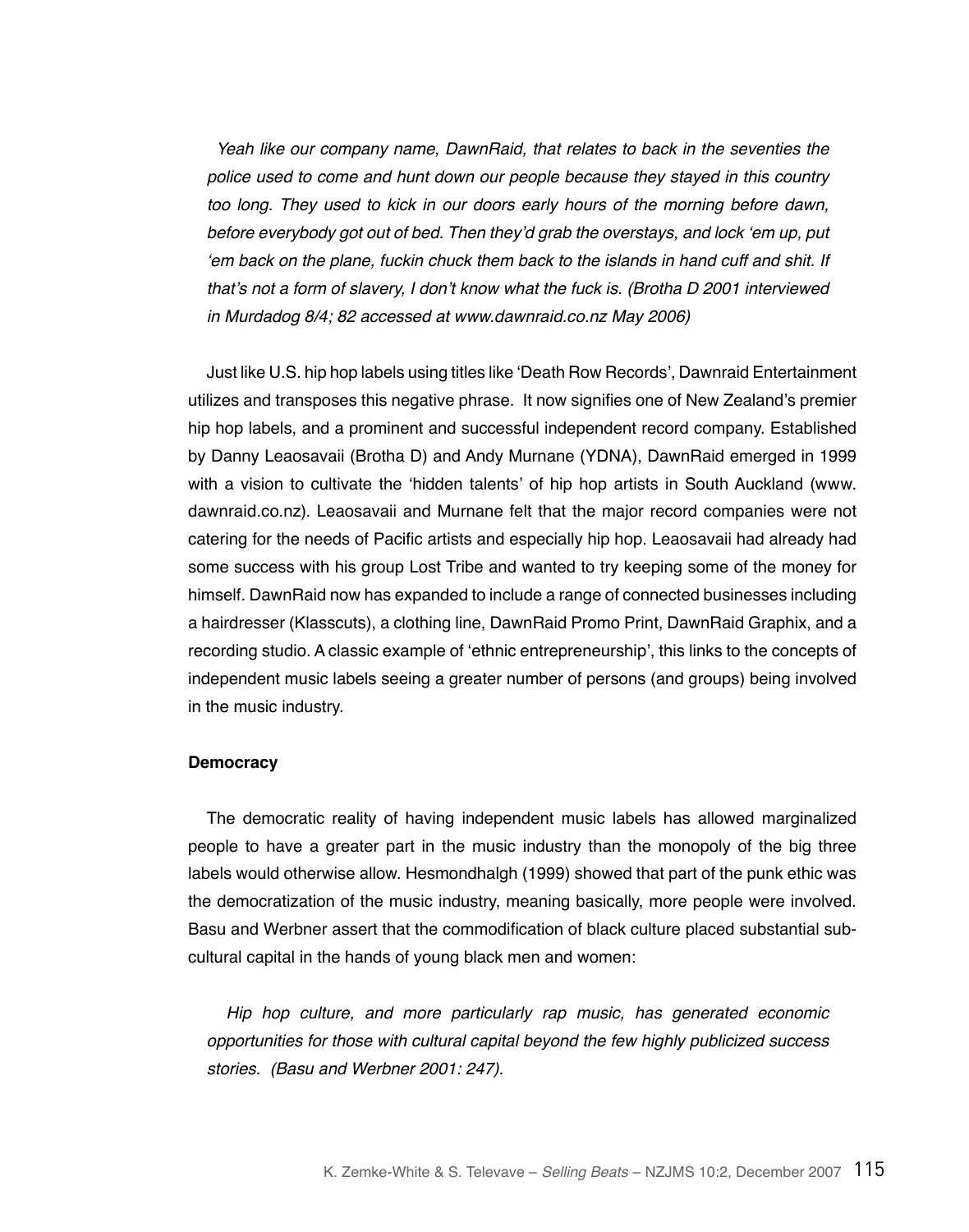*Yeah like our company name, DawnRaid, that relates to back in the seventies the police used to come and hunt down our people because they stayed in this country too long. They used to kick in our doors early hours of the morning before dawn, before everybody got out of bed. Then they'd grab the overstays, and lock 'em up, put 'em back on the plane, fuckin chuck them back to the islands in hand cuff and shit. If that's not a form of slavery, I don't know what the fuck is. (Brotha D 2001 interviewed in Murdadog 8/4; 82 accessed at www.dawnraid.co.nz May 2006)*

Just like U.S. hip hop labels using titles like 'Death Row Records', Dawnraid Entertainment utilizes and transposes this negative phrase. It now signifies one of New Zealand's premier hip hop labels, and a prominent and successful independent record company. Established by Danny Leaosavaii (Brotha D) and Andy Murnane (YDNA), DawnRaid emerged in 1999 with a vision to cultivate the 'hidden talents' of hip hop artists in South Auckland (www.dawnraid.co.nz). Leaosavaii and Murnane felt that the major record companies were not catering for the needs of Pacific artists and especially hip hop. Leaosavaii had already had some success with his group Lost Tribe and wanted to try keeping some of the money for himself. DawnRaid now has expanded to include a range of connected businesses including a hairdresser (Klasscuts), a clothing line, DawnRaid Promo Print, DawnRaid Graphix, and a recording studio. A classic example of 'ethnic entrepreneurship', this links to the concepts of independent music labels seeing a greater number of persons (and groups) being involved in the music industry.

**Democracy**

The democratic reality of having independent music labels has allowed marginalized people to have a greater part in the music industry than the monopoly of the big three labels would otherwise allow. Hesmondhalgh (1999) showed that part of the punk ethic was the democratization of the music industry, meaning basically, more people were involved. Basu and Werbner assert that the commodification of black culture placed substantial sub-cultural capital in the hands of young black men and women:

*Hip hop culture, and more particularly rap music, has generated economic opportunities for those with cultural capital beyond the few highly publicized success stories. (Basu and Werbner 2001: 247).*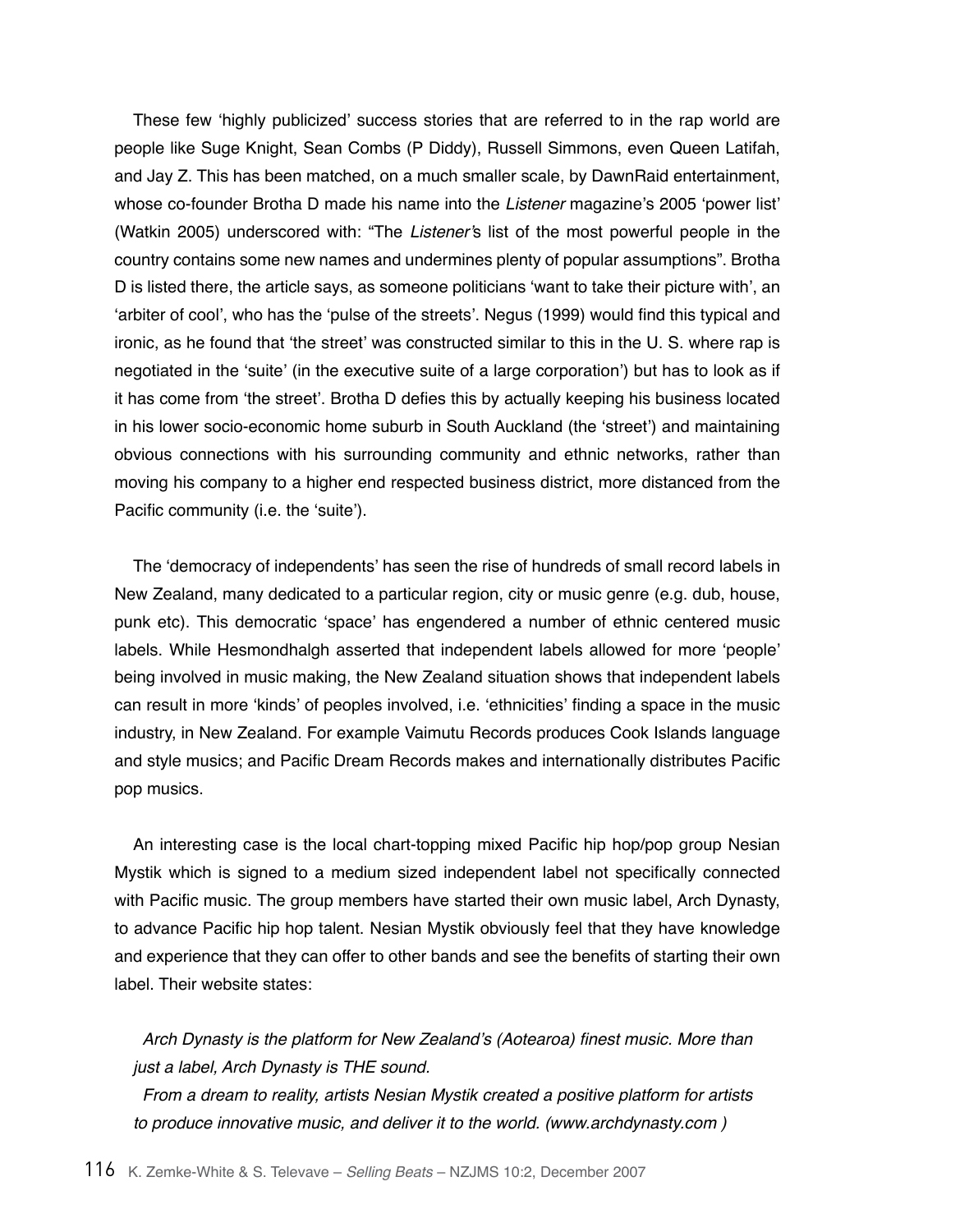These few 'highly publicized' success stories that are referred to in the rap world are people like Suge Knight, Sean Combs (P Diddy), Russell Simmons, even Queen Latifah, and Jay Z. This has been matched, on a much smaller scale, by DawnRaid entertainment, whose co-founder Brotha D made his name into the *Listener* magazine's 2005 'power list' (Watkin 2005) underscored with: "The *Listener*'s list of the most powerful people in the country contains some new names and undermines plenty of popular assumptions". Brotha D is listed there, the article says, as someone politicians 'want to take their picture with', an 'arbiter of cool', who has the 'pulse of the streets'. Negus (1999) would find this typical and ironic, as he found that 'the street' was constructed similar to this in the U. S. where rap is negotiated in the 'suite' (in the executive suite of a large corporation') but has to look as if it has come from 'the street'. Brotha D defies this by actually keeping his business located in his lower socio-economic home suburb in South Auckland (the 'street') and maintaining obvious connections with his surrounding community and ethnic networks, rather than moving his company to a higher end respected business district, more distanced from the Pacific community (i.e. the 'suite').

The 'democracy of independents' has seen the rise of hundreds of small record labels in New Zealand, many dedicated to a particular region, city or music genre (e.g. dub, house, punk etc). This democratic 'space' has engendered a number of ethnic centered music labels. While Hesmondhalgh asserted that independent labels allowed for more 'people' being involved in music making, the New Zealand situation shows that independent labels can result in more 'kinds' of peoples involved, i.e. 'ethnicities' finding a space in the music industry, in New Zealand. For example Vaimutu Records produces Cook Islands language and style musics; and Pacific Dream Records makes and internationally distributes Pacific pop musics.

An interesting case is the local chart-topping mixed Pacific hip hop/pop group Nesian Mystik which is signed to a medium sized independent label not specifically connected with Pacific music. The group members have started their own music label, Arch Dynasty, to advance Pacific hip hop talent. Nesian Mystik obviously feel that they have knowledge and experience that they can offer to other bands and see the benefits of starting their own label. Their website states:

> *Arch Dynasty is the platform for New Zealand's (Aotearoa) finest music. More than just a label, Arch Dynasty is THE sound.*
>
> *From a dream to reality, artists Nesian Mystik created a positive platform for artists to produce innovative music, and deliver it to the world. (www.archdynasty.com )*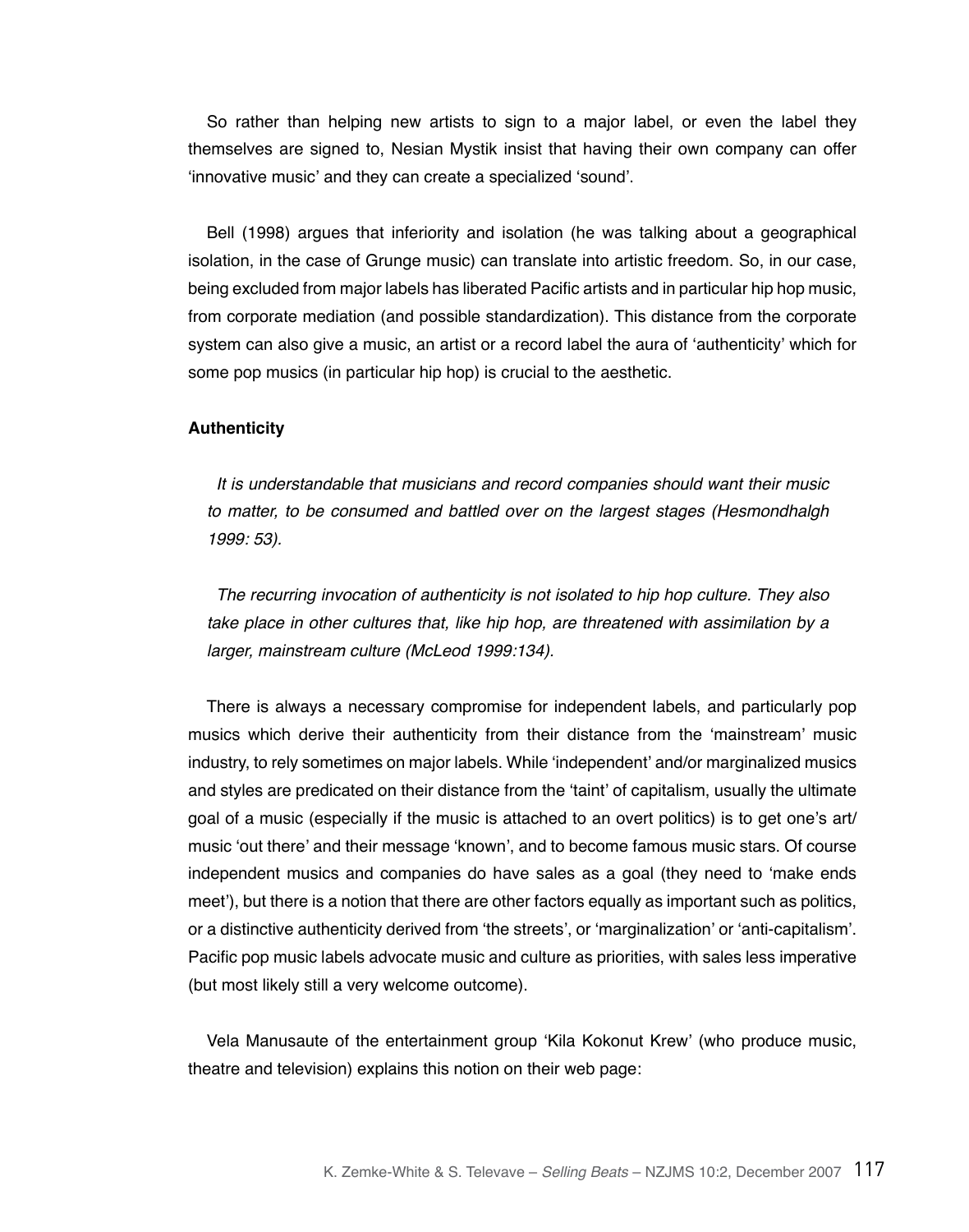So rather than helping new artists to sign to a major label, or even the label they themselves are signed to, Nesian Mystik insist that having their own company can offer 'innovative music' and they can create a specialized 'sound'.

Bell (1998) argues that inferiority and isolation (he was talking about a geographical isolation, in the case of Grunge music) can translate into artistic freedom. So, in our case, being excluded from major labels has liberated Pacific artists and in particular hip hop music, from corporate mediation (and possible standardization). This distance from the corporate system can also give a music, an artist or a record label the aura of 'authenticity' which for some pop musics (in particular hip hop) is crucial to the aesthetic.

**Authenticity**

> *It is understandable that musicians and record companies should want their music to matter, to be consumed and battled over on the largest stages (Hesmondhalgh 1999: 53).*

> *The recurring invocation of authenticity is not isolated to hip hop culture. They also take place in other cultures that, like hip hop, are threatened with assimilation by a larger, mainstream culture (McLeod 1999:134).*

There is always a necessary compromise for independent labels, and particularly pop musics which derive their authenticity from their distance from the 'mainstream' music industry, to rely sometimes on major labels. While 'independent' and/or marginalized musics and styles are predicated on their distance from the 'taint' of capitalism, usually the ultimate goal of a music (especially if the music is attached to an overt politics) is to get one's art/music 'out there' and their message 'known', and to become famous music stars. Of course independent musics and companies do have sales as a goal (they need to 'make ends meet'), but there is a notion that there are other factors equally as important such as politics, or a distinctive authenticity derived from 'the streets', or 'marginalization' or 'anti-capitalism'. Pacific pop music labels advocate music and culture as priorities, with sales less imperative (but most likely still a very welcome outcome).

Vela Manusaute of the entertainment group 'Kila Kokonut Krew' (who produce music, theatre and television) explains this notion on their web page: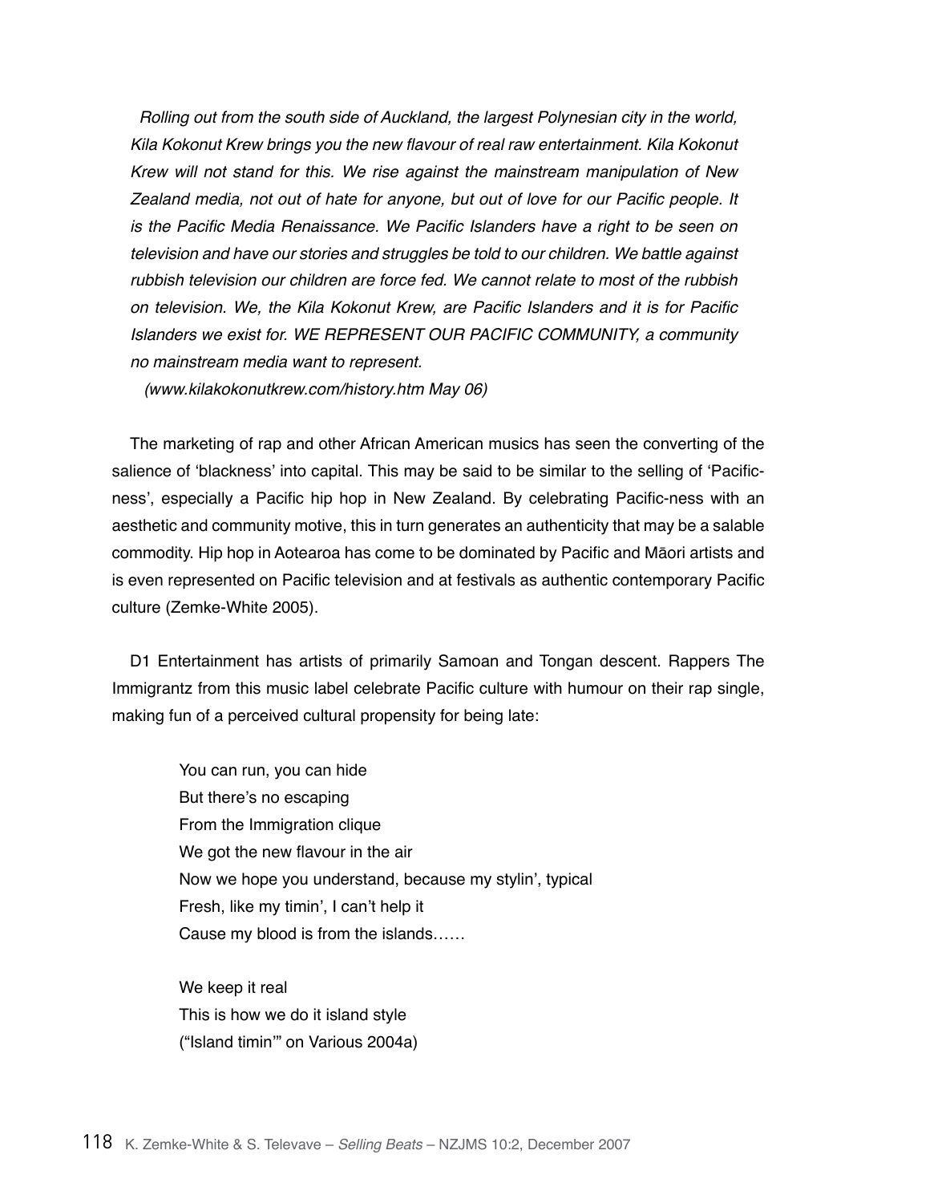> *Rolling out from the south side of Auckland, the largest Polynesian city in the world, Kila Kokonut Krew brings you the new flavour of real raw entertainment. Kila Kokonut Krew will not stand for this. We rise against the mainstream manipulation of New Zealand media, not out of hate for anyone, but out of love for our Pacific people. It is the Pacific Media Renaissance. We Pacific Islanders have a right to be seen on television and have our stories and struggles be told to our children. We battle against rubbish television our children are force fed. We cannot relate to most of the rubbish on television. We, the Kila Kokonut Krew, are Pacific Islanders and it is for Pacific Islanders we exist for. WE REPRESENT OUR PACIFIC COMMUNITY, a community no mainstream media want to represent.*
>
> *(www.kilakokonutkrew.com/history.htm May 06)*

The marketing of rap and other African American musics has seen the converting of the salience of 'blackness' into capital. This may be said to be similar to the selling of 'Pacific-ness', especially a Pacific hip hop in New Zealand. By celebrating Pacific-ness with an aesthetic and community motive, this in turn generates an authenticity that may be a salable commodity. Hip hop in Aotearoa has come to be dominated by Pacific and Māori artists and is even represented on Pacific television and at festivals as authentic contemporary Pacific culture (Zemke-White 2005).

D1 Entertainment has artists of primarily Samoan and Tongan descent. Rappers The Immigrantz from this music label celebrate Pacific culture with humour on their rap single, making fun of a perceived cultural propensity for being late:

> You can run, you can hide
> But there's no escaping
> From the Immigration clique
> We got the new flavour in the air
> Now we hope you understand, because my stylin', typical
> Fresh, like my timin', I can't help it
> Cause my blood is from the islands……
>
> We keep it real
> This is how we do it island style
> ("Island timin'" on Various 2004a)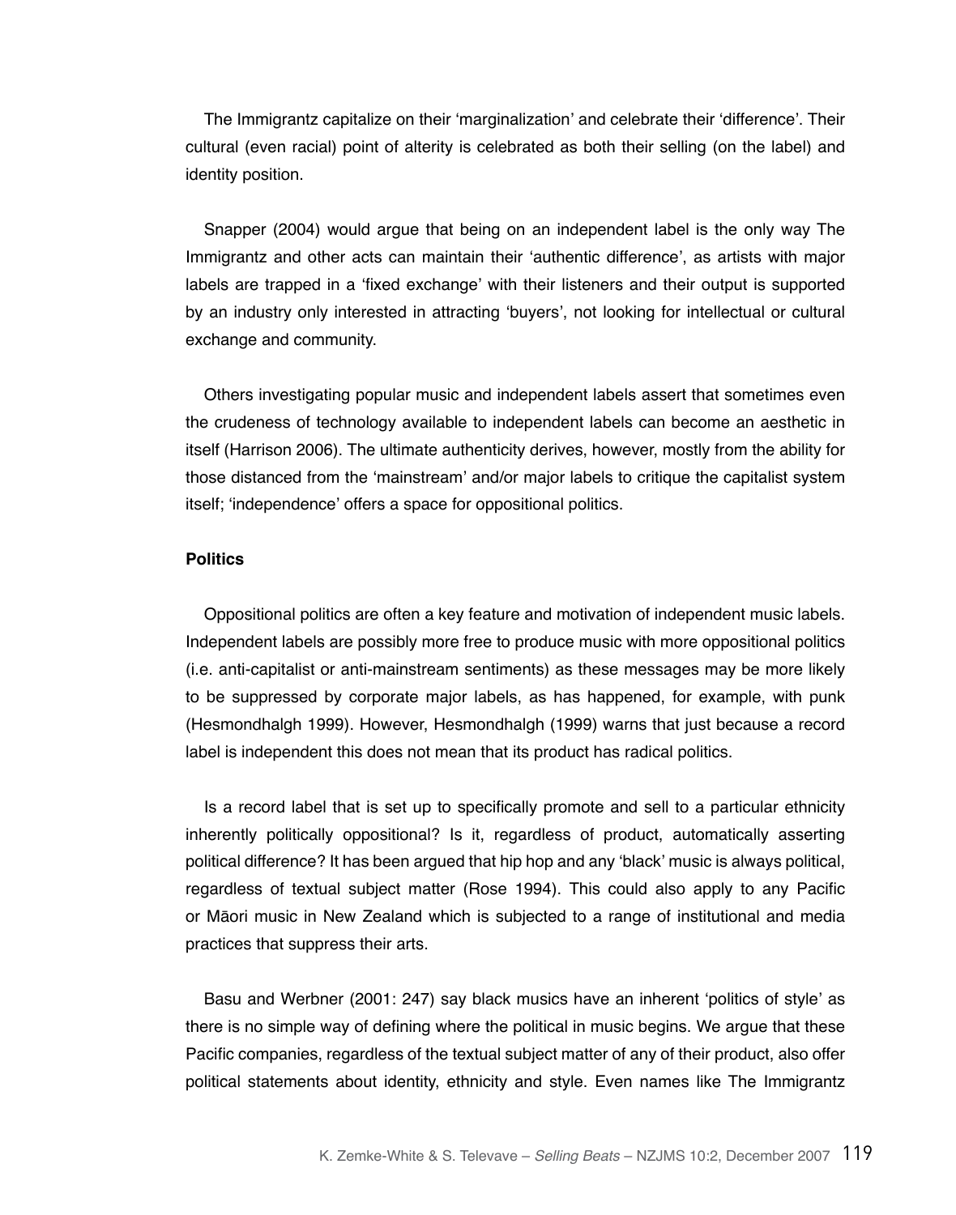The Immigrantz capitalize on their 'marginalization' and celebrate their 'difference'. Their cultural (even racial) point of alterity is celebrated as both their selling (on the label) and identity position.

Snapper (2004) would argue that being on an independent label is the only way The Immigrantz and other acts can maintain their 'authentic difference', as artists with major labels are trapped in a 'fixed exchange' with their listeners and their output is supported by an industry only interested in attracting 'buyers', not looking for intellectual or cultural exchange and community.

Others investigating popular music and independent labels assert that sometimes even the crudeness of technology available to independent labels can become an aesthetic in itself (Harrison 2006). The ultimate authenticity derives, however, mostly from the ability for those distanced from the 'mainstream' and/or major labels to critique the capitalist system itself; 'independence' offers a space for oppositional politics.

**Politics**

Oppositional politics are often a key feature and motivation of independent music labels. Independent labels are possibly more free to produce music with more oppositional politics (i.e. anti-capitalist or anti-mainstream sentiments) as these messages may be more likely to be suppressed by corporate major labels, as has happened, for example, with punk (Hesmondhalgh 1999). However, Hesmondhalgh (1999) warns that just because a record label is independent this does not mean that its product has radical politics.

Is a record label that is set up to specifically promote and sell to a particular ethnicity inherently politically oppositional? Is it, regardless of product, automatically asserting political difference? It has been argued that hip hop and any 'black' music is always political, regardless of textual subject matter (Rose 1994). This could also apply to any Pacific or Māori music in New Zealand which is subjected to a range of institutional and media practices that suppress their arts.

Basu and Werbner (2001: 247) say black musics have an inherent 'politics of style' as there is no simple way of defining where the political in music begins. We argue that these Pacific companies, regardless of the textual subject matter of any of their product, also offer political statements about identity, ethnicity and style. Even names like The Immigrantz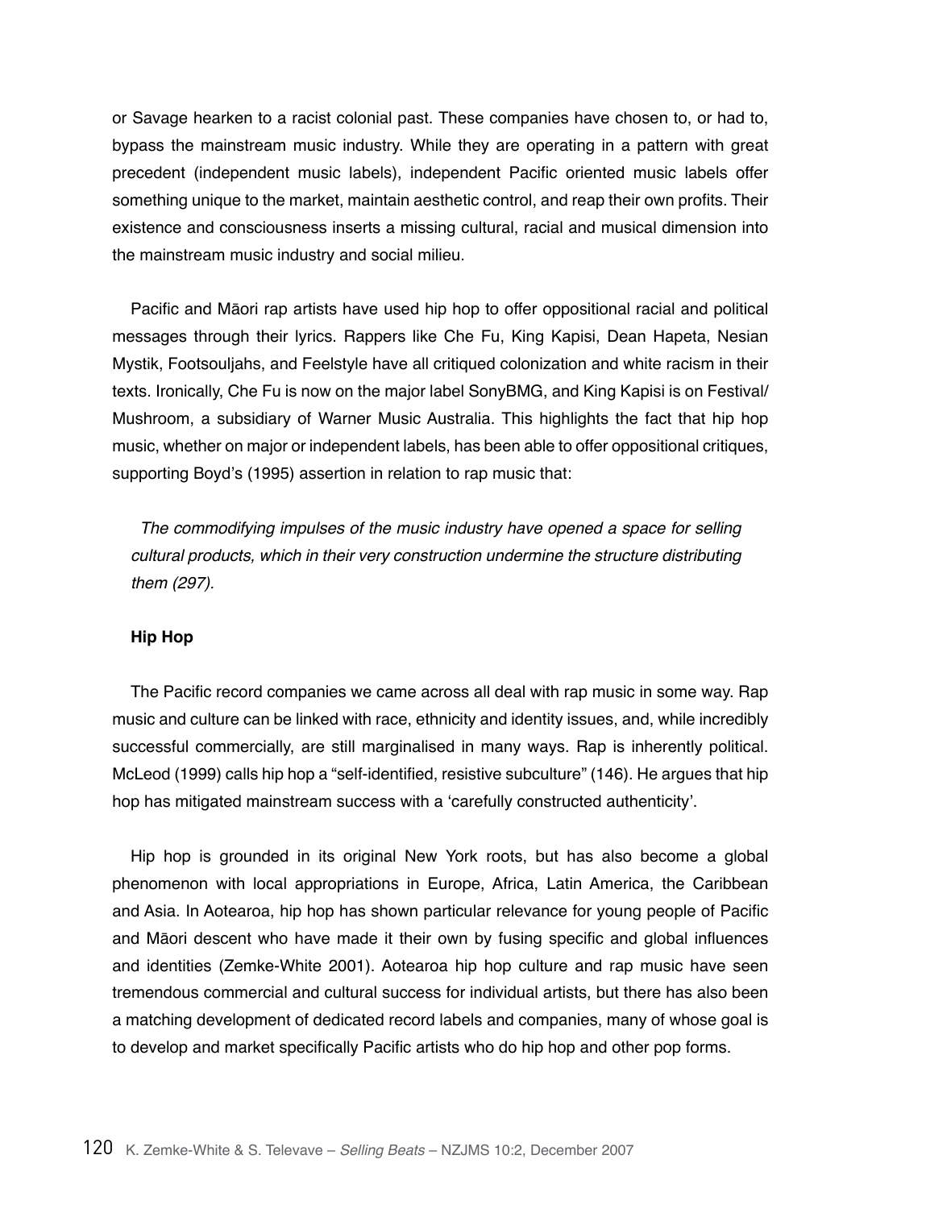or Savage hearken to a racist colonial past. These companies have chosen to, or had to, bypass the mainstream music industry. While they are operating in a pattern with great precedent (independent music labels), independent Pacific oriented music labels offer something unique to the market, maintain aesthetic control, and reap their own profits. Their existence and consciousness inserts a missing cultural, racial and musical dimension into the mainstream music industry and social milieu.

Pacific and Māori rap artists have used hip hop to offer oppositional racial and political messages through their lyrics. Rappers like Che Fu, King Kapisi, Dean Hapeta, Nesian Mystik, Footsouljahs, and Feelstyle have all critiqued colonization and white racism in their texts. Ironically, Che Fu is now on the major label SonyBMG, and King Kapisi is on Festival/ Mushroom, a subsidiary of Warner Music Australia. This highlights the fact that hip hop music, whether on major or independent labels, has been able to offer oppositional critiques, supporting Boyd's (1995) assertion in relation to rap music that:

> *The commodifying impulses of the music industry have opened a space for selling cultural products, which in their very construction undermine the structure distributing them (297).*

### Hip Hop

The Pacific record companies we came across all deal with rap music in some way. Rap music and culture can be linked with race, ethnicity and identity issues, and, while incredibly successful commercially, are still marginalised in many ways. Rap is inherently political. McLeod (1999) calls hip hop a "self-identified, resistive subculture" (146). He argues that hip hop has mitigated mainstream success with a 'carefully constructed authenticity'.

Hip hop is grounded in its original New York roots, but has also become a global phenomenon with local appropriations in Europe, Africa, Latin America, the Caribbean and Asia. In Aotearoa, hip hop has shown particular relevance for young people of Pacific and Māori descent who have made it their own by fusing specific and global influences and identities (Zemke-White 2001). Aotearoa hip hop culture and rap music have seen tremendous commercial and cultural success for individual artists, but there has also been a matching development of dedicated record labels and companies, many of whose goal is to develop and market specifically Pacific artists who do hip hop and other pop forms.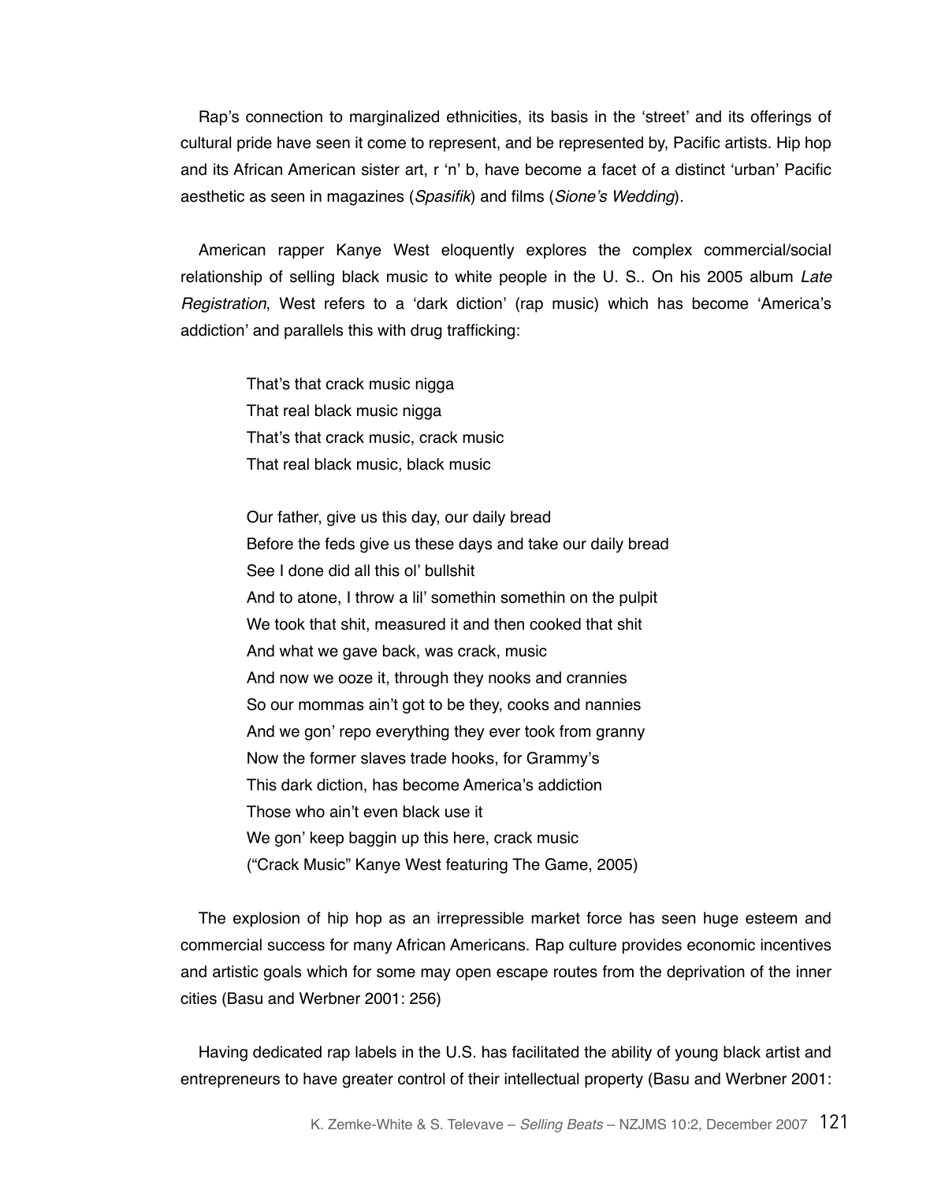Rap's connection to marginalized ethnicities, its basis in the 'street' and its offerings of cultural pride have seen it come to represent, and be represented by, Pacific artists. Hip hop and its African American sister art, r 'n' b, have become a facet of a distinct 'urban' Pacific aesthetic as seen in magazines (*Spasifik*) and films (*Sione's Wedding*).

American rapper Kanye West eloquently explores the complex commercial/social relationship of selling black music to white people in the U. S.. On his 2005 album *Late Registration*, West refers to a 'dark diction' (rap music) which has become 'America's addiction' and parallels this with drug trafficking:

> That's that crack music nigga
> That real black music nigga
> That's that crack music, crack music
> That real black music, black music
>
> Our father, give us this day, our daily bread
> Before the feds give us these days and take our daily bread
> See I done did all this ol' bullshit
> And to atone, I throw a lil' somethin somethin on the pulpit
> We took that shit, measured it and then cooked that shit
> And what we gave back, was crack, music
> And now we ooze it, through they nooks and crannies
> So our mommas ain't got to be they, cooks and nannies
> And we gon' repo everything they ever took from granny
> Now the former slaves trade hooks, for Grammy's
> This dark diction, has become America's addiction
> Those who ain't even black use it
> We gon' keep baggin up this here, crack music
> ("Crack Music" Kanye West featuring The Game, 2005)

The explosion of hip hop as an irrepressible market force has seen huge esteem and commercial success for many African Americans. Rap culture provides economic incentives and artistic goals which for some may open escape routes from the deprivation of the inner cities (Basu and Werbner 2001: 256)

Having dedicated rap labels in the U.S. has facilitated the ability of young black artist and entrepreneurs to have greater control of their intellectual property (Basu and Werbner 2001: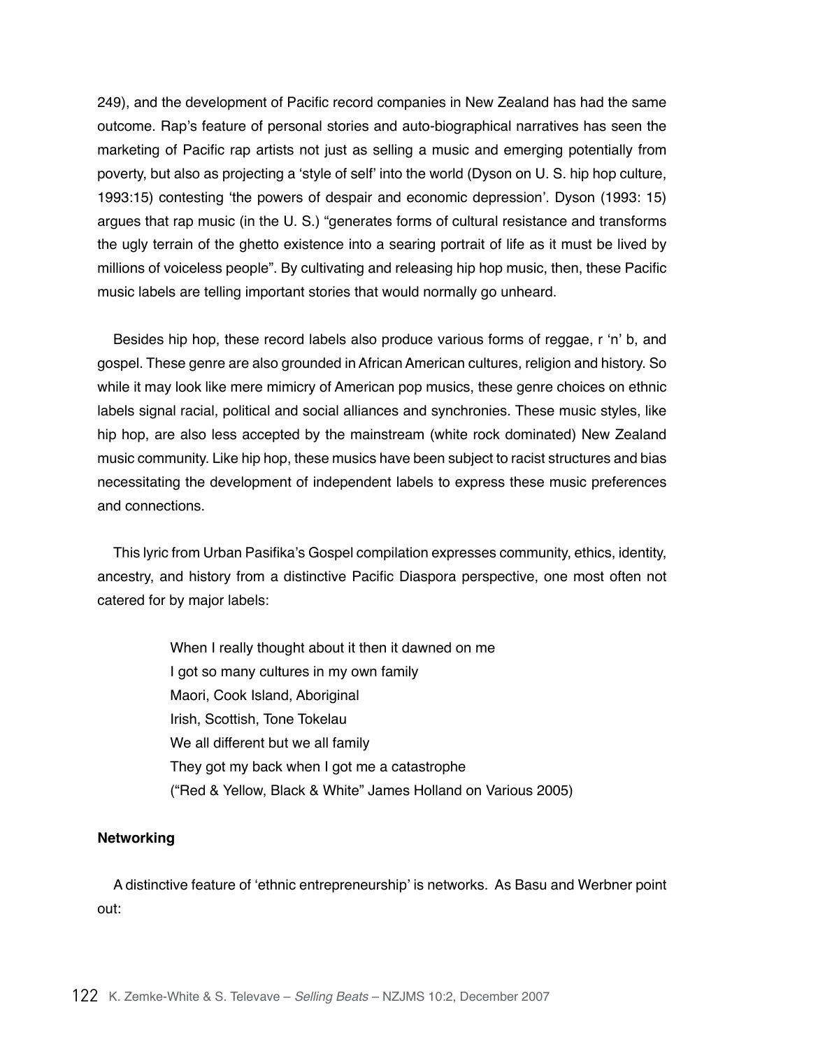249), and the development of Pacific record companies in New Zealand has had the same outcome. Rap's feature of personal stories and auto-biographical narratives has seen the marketing of Pacific rap artists not just as selling a music and emerging potentially from poverty, but also as projecting a 'style of self' into the world (Dyson on U. S. hip hop culture, 1993:15) contesting 'the powers of despair and economic depression'. Dyson (1993: 15) argues that rap music (in the U. S.) "generates forms of cultural resistance and transforms the ugly terrain of the ghetto existence into a searing portrait of life as it must be lived by millions of voiceless people". By cultivating and releasing hip hop music, then, these Pacific music labels are telling important stories that would normally go unheard.

Besides hip hop, these record labels also produce various forms of reggae, r 'n' b, and gospel. These genre are also grounded in African American cultures, religion and history. So while it may look like mere mimicry of American pop musics, these genre choices on ethnic labels signal racial, political and social alliances and synchronies. These music styles, like hip hop, are also less accepted by the mainstream (white rock dominated) New Zealand music community. Like hip hop, these musics have been subject to racist structures and bias necessitating the development of independent labels to express these music preferences and connections.

This lyric from Urban Pasifika's Gospel compilation expresses community, ethics, identity, ancestry, and history from a distinctive Pacific Diaspora perspective, one most often not catered for by major labels:

> When I really thought about it then it dawned on me
> I got so many cultures in my own family
> Maori, Cook Island, Aboriginal
> Irish, Scottish, Tone Tokelau
> We all different but we all family
> They got my back when I got me a catastrophe
> ("Red & Yellow, Black & White" James Holland on Various 2005)

**Networking**

A distinctive feature of 'ethnic entrepreneurship' is networks. As Basu and Werbner point out: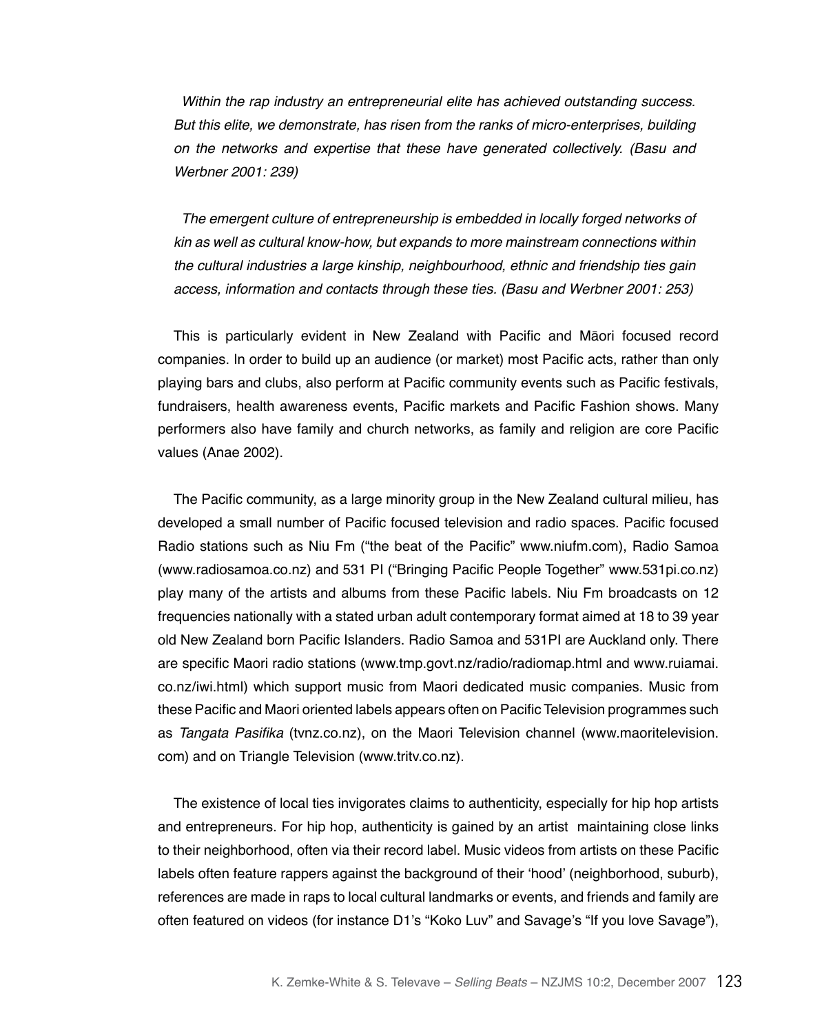*Within the rap industry an entrepreneurial elite has achieved outstanding success. But this elite, we demonstrate, has risen from the ranks of micro-enterprises, building on the networks and expertise that these have generated collectively. (Basu and Werbner 2001: 239)*

*The emergent culture of entrepreneurship is embedded in locally forged networks of kin as well as cultural know-how, but expands to more mainstream connections within the cultural industries a large kinship, neighbourhood, ethnic and friendship ties gain access, information and contacts through these ties. (Basu and Werbner 2001: 253)*

This is particularly evident in New Zealand with Pacific and Māori focused record companies. In order to build up an audience (or market) most Pacific acts, rather than only playing bars and clubs, also perform at Pacific community events such as Pacific festivals, fundraisers, health awareness events, Pacific markets and Pacific Fashion shows. Many performers also have family and church networks, as family and religion are core Pacific values (Anae 2002).

The Pacific community, as a large minority group in the New Zealand cultural milieu, has developed a small number of Pacific focused television and radio spaces. Pacific focused Radio stations such as Niu Fm ("the beat of the Pacific" www.niufm.com), Radio Samoa (www.radiosamoa.co.nz) and 531 PI ("Bringing Pacific People Together" www.531pi.co.nz) play many of the artists and albums from these Pacific labels. Niu Fm broadcasts on 12 frequencies nationally with a stated urban adult contemporary format aimed at 18 to 39 year old New Zealand born Pacific Islanders. Radio Samoa and 531PI are Auckland only. There are specific Maori radio stations (www.tmp.govt.nz/radio/radiomap.html and www.ruiamai.co.nz/iwi.html) which support music from Maori dedicated music companies. Music from these Pacific and Maori oriented labels appears often on Pacific Television programmes such as *Tangata Pasifika* (tvnz.co.nz), on the Maori Television channel (www.maoritelevision.com) and on Triangle Television (www.tritv.co.nz).

The existence of local ties invigorates claims to authenticity, especially for hip hop artists and entrepreneurs. For hip hop, authenticity is gained by an artist maintaining close links to their neighborhood, often via their record label. Music videos from artists on these Pacific labels often feature rappers against the background of their 'hood' (neighborhood, suburb), references are made in raps to local cultural landmarks or events, and friends and family are often featured on videos (for instance D1's "Koko Luv" and Savage's "If you love Savage"),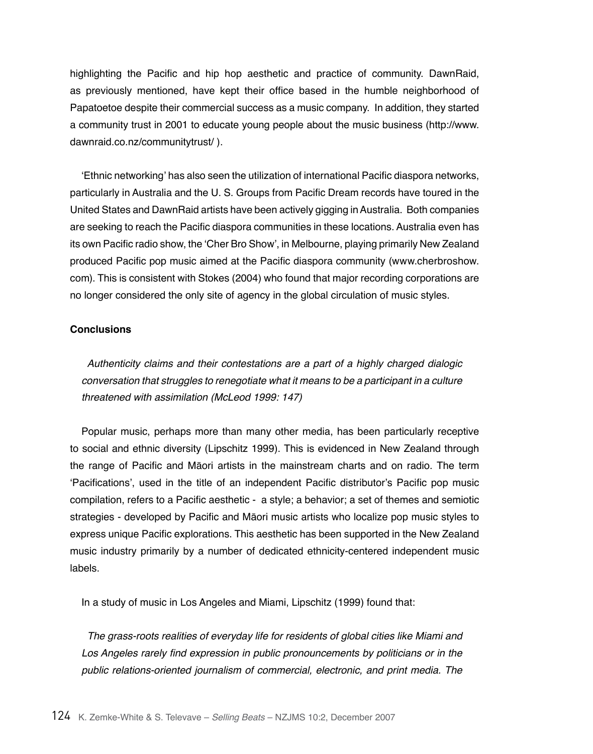highlighting the Pacific and hip hop aesthetic and practice of community. DawnRaid, as previously mentioned, have kept their office based in the humble neighborhood of Papatoetoe despite their commercial success as a music company. In addition, they started a community trust in 2001 to educate young people about the music business (http://www.dawnraid.co.nz/communitytrust/ ).

'Ethnic networking' has also seen the utilization of international Pacific diaspora networks, particularly in Australia and the U. S. Groups from Pacific Dream records have toured in the United States and DawnRaid artists have been actively gigging in Australia. Both companies are seeking to reach the Pacific diaspora communities in these locations. Australia even has its own Pacific radio show, the 'Cher Bro Show', in Melbourne, playing primarily New Zealand produced Pacific pop music aimed at the Pacific diaspora community (www.cherbroshow.com). This is consistent with Stokes (2004) who found that major recording corporations are no longer considered the only site of agency in the global circulation of music styles.

**Conclusions**

> *Authenticity claims and their contestations are a part of a highly charged dialogic conversation that struggles to renegotiate what it means to be a participant in a culture threatened with assimilation (McLeod 1999: 147)*

Popular music, perhaps more than many other media, has been particularly receptive to social and ethnic diversity (Lipschitz 1999). This is evidenced in New Zealand through the range of Pacific and Māori artists in the mainstream charts and on radio. The term 'Pacifications', used in the title of an independent Pacific distributor's Pacific pop music compilation, refers to a Pacific aesthetic - a style; a behavior; a set of themes and semiotic strategies - developed by Pacific and Māori music artists who localize pop music styles to express unique Pacific explorations. This aesthetic has been supported in the New Zealand music industry primarily by a number of dedicated ethnicity-centered independent music labels.

In a study of music in Los Angeles and Miami, Lipschitz (1999) found that:

> *The grass-roots realities of everyday life for residents of global cities like Miami and Los Angeles rarely find expression in public pronouncements by politicians or in the public relations-oriented journalism of commercial, electronic, and print media. The*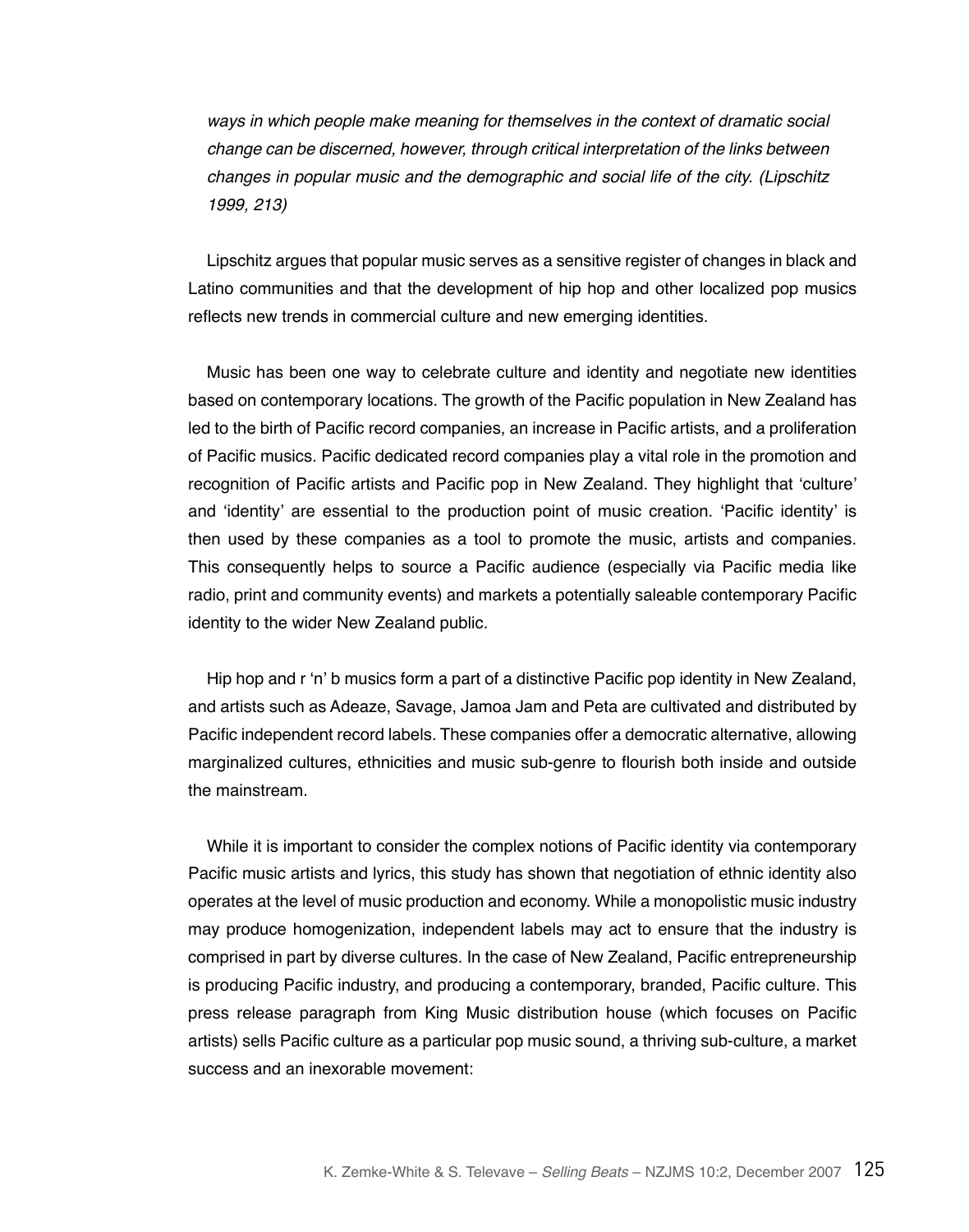*ways in which people make meaning for themselves in the context of dramatic social change can be discerned, however, through critical interpretation of the links between changes in popular music and the demographic and social life of the city. (Lipschitz 1999, 213)*

Lipschitz argues that popular music serves as a sensitive register of changes in black and Latino communities and that the development of hip hop and other localized pop musics reflects new trends in commercial culture and new emerging identities.

Music has been one way to celebrate culture and identity and negotiate new identities based on contemporary locations. The growth of the Pacific population in New Zealand has led to the birth of Pacific record companies, an increase in Pacific artists, and a proliferation of Pacific musics. Pacific dedicated record companies play a vital role in the promotion and recognition of Pacific artists and Pacific pop in New Zealand. They highlight that 'culture' and 'identity' are essential to the production point of music creation. 'Pacific identity' is then used by these companies as a tool to promote the music, artists and companies. This consequently helps to source a Pacific audience (especially via Pacific media like radio, print and community events) and markets a potentially saleable contemporary Pacific identity to the wider New Zealand public.

Hip hop and r 'n' b musics form a part of a distinctive Pacific pop identity in New Zealand, and artists such as Adeaze, Savage, Jamoa Jam and Peta are cultivated and distributed by Pacific independent record labels. These companies offer a democratic alternative, allowing marginalized cultures, ethnicities and music sub-genre to flourish both inside and outside the mainstream.

While it is important to consider the complex notions of Pacific identity via contemporary Pacific music artists and lyrics, this study has shown that negotiation of ethnic identity also operates at the level of music production and economy. While a monopolistic music industry may produce homogenization, independent labels may act to ensure that the industry is comprised in part by diverse cultures. In the case of New Zealand, Pacific entrepreneurship is producing Pacific industry, and producing a contemporary, branded, Pacific culture. This press release paragraph from King Music distribution house (which focuses on Pacific artists) sells Pacific culture as a particular pop music sound, a thriving sub-culture, a market success and an inexorable movement: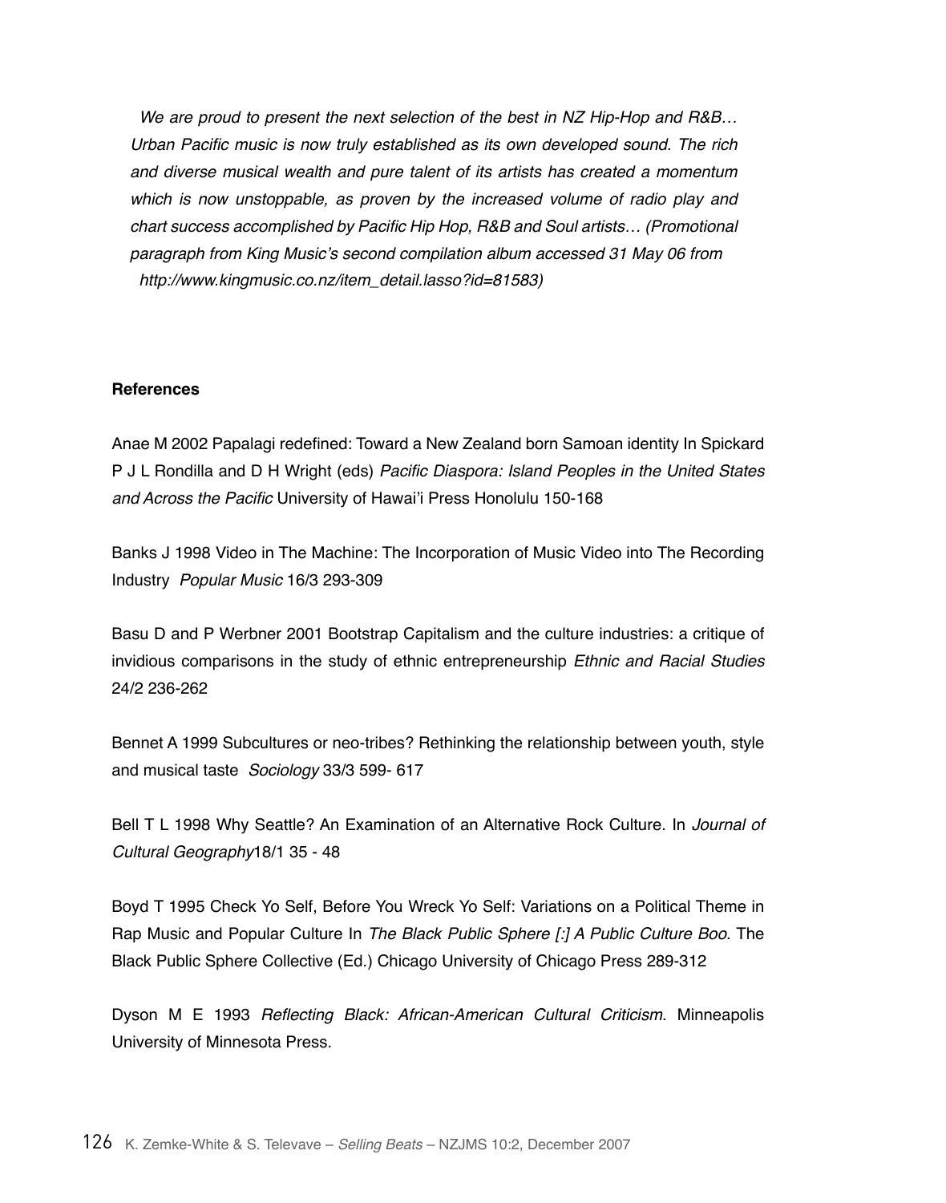*We are proud to present the next selection of the best in NZ Hip-Hop and R&B… Urban Pacific music is now truly established as its own developed sound. The rich and diverse musical wealth and pure talent of its artists has created a momentum which is now unstoppable, as proven by the increased volume of radio play and chart success accomplished by Pacific Hip Hop, R&B and Soul artists… (Promotional paragraph from King Music's second compilation album accessed 31 May 06 from http://www.kingmusic.co.nz/item_detail.lasso?id=81583)*

**References**

Anae M 2002 Papalagi redefined: Toward a New Zealand born Samoan identity In Spickard P J L Rondilla and D H Wright (eds) *Pacific Diaspora: Island Peoples in the United States and Across the Pacific* University of Hawai'i Press Honolulu 150-168

Banks J 1998 Video in The Machine: The Incorporation of Music Video into The Recording Industry *Popular Music* 16/3 293-309

Basu D and P Werbner 2001 Bootstrap Capitalism and the culture industries: a critique of invidious comparisons in the study of ethnic entrepreneurship *Ethnic and Racial Studies* 24/2 236-262

Bennet A 1999 Subcultures or neo-tribes? Rethinking the relationship between youth, style and musical taste *Sociology* 33/3 599- 617

Bell T L 1998 Why Seattle? An Examination of an Alternative Rock Culture. In *Journal of Cultural Geography*18/1 35 - 48

Boyd T 1995 Check Yo Self, Before You Wreck Yo Self: Variations on a Political Theme in Rap Music and Popular Culture In *The Black Public Sphere [:] A Public Culture Boo*. The Black Public Sphere Collective (Ed.) Chicago University of Chicago Press 289-312

Dyson M E 1993 *Reflecting Black: African-American Cultural Criticism*. Minneapolis University of Minnesota Press.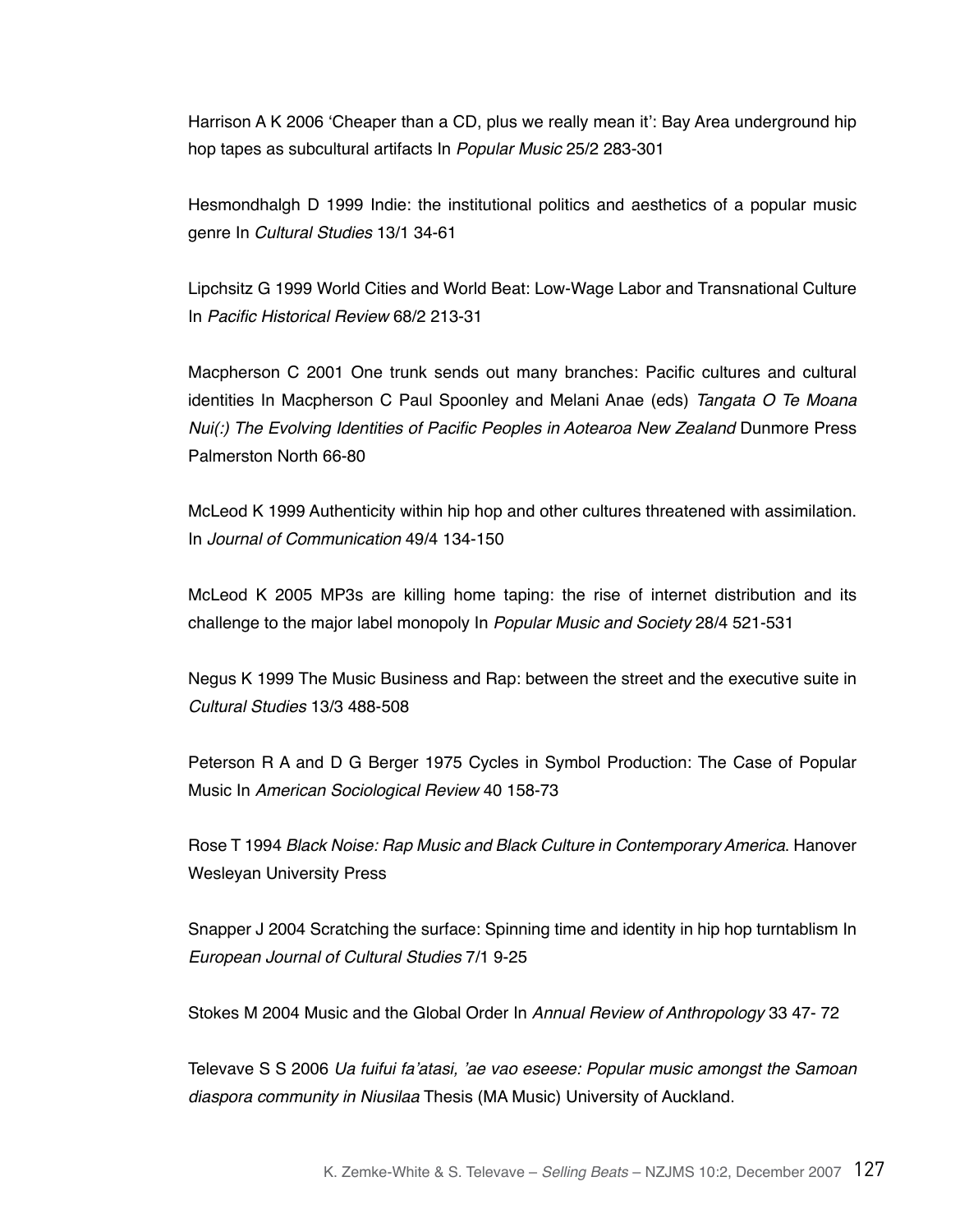Harrison A K 2006 'Cheaper than a CD, plus we really mean it': Bay Area underground hip hop tapes as subcultural artifacts In *Popular Music* 25/2 283-301

Hesmondhalgh D 1999 Indie: the institutional politics and aesthetics of a popular music genre In *Cultural Studies* 13/1 34-61

Lipchsitz G 1999 World Cities and World Beat: Low-Wage Labor and Transnational Culture In *Pacific Historical Review* 68/2 213-31

Macpherson C 2001 One trunk sends out many branches: Pacific cultures and cultural identities In Macpherson C Paul Spoonley and Melani Anae (eds) *Tangata O Te Moana Nui(:) The Evolving Identities of Pacific Peoples in Aotearoa New Zealand* Dunmore Press Palmerston North 66-80

McLeod K 1999 Authenticity within hip hop and other cultures threatened with assimilation. In *Journal of Communication* 49/4 134-150

McLeod K 2005 MP3s are killing home taping: the rise of internet distribution and its challenge to the major label monopoly In *Popular Music and Society* 28/4 521-531

Negus K 1999 The Music Business and Rap: between the street and the executive suite in *Cultural Studies* 13/3 488-508

Peterson R A and D G Berger 1975 Cycles in Symbol Production: The Case of Popular Music In *American Sociological Review* 40 158-73

Rose T 1994 *Black Noise: Rap Music and Black Culture in Contemporary America*. Hanover Wesleyan University Press

Snapper J 2004 Scratching the surface: Spinning time and identity in hip hop turntablism In *European Journal of Cultural Studies* 7/1 9-25

Stokes M 2004 Music and the Global Order In *Annual Review of Anthropology* 33 47- 72

Televave S S 2006 *Ua fuifui fa'atasi, 'ae vao eseese: Popular music amongst the Samoan diaspora community in Niusilaa* Thesis (MA Music) University of Auckland.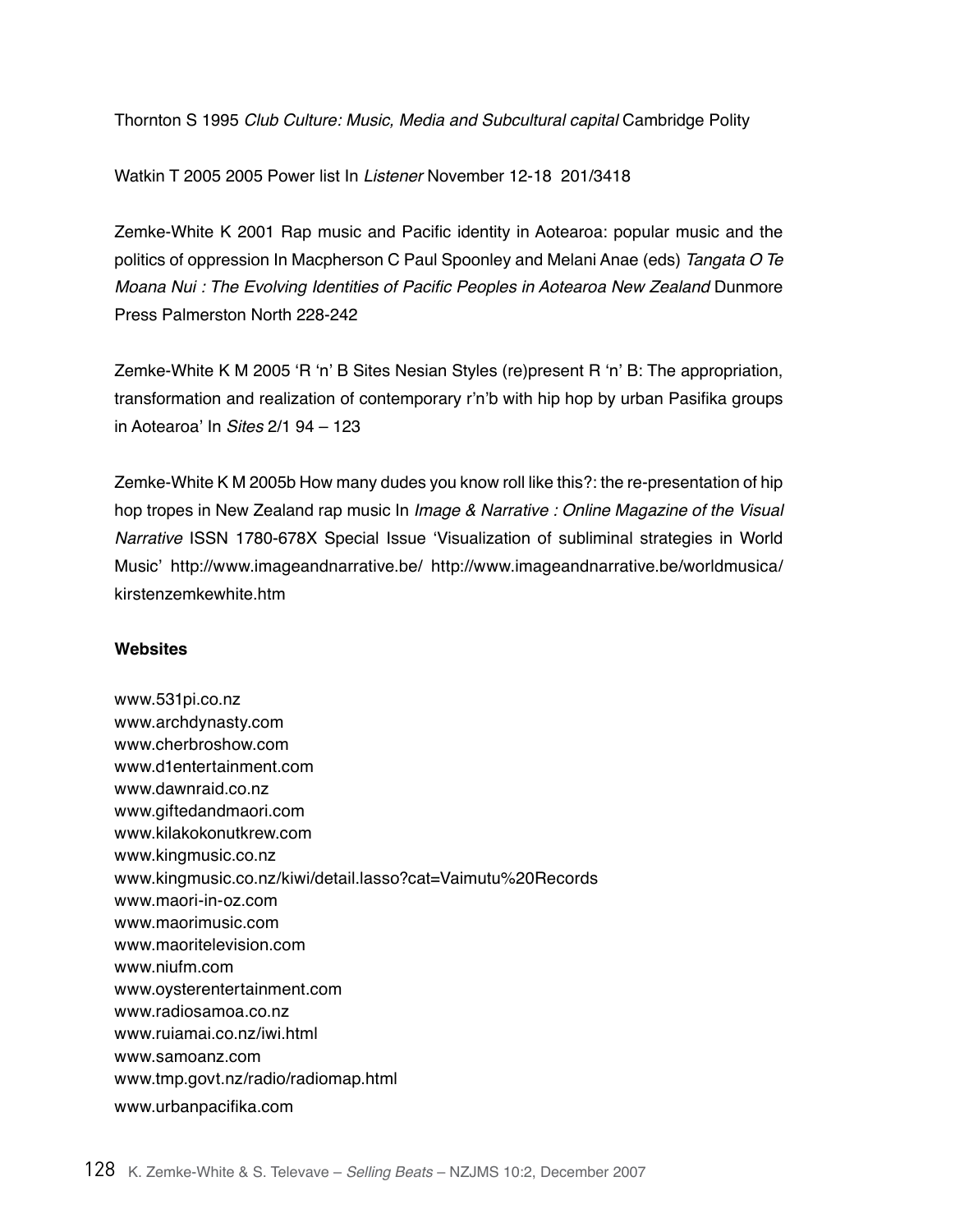Thornton S 1995 *Club Culture: Music, Media and Subcultural capital* Cambridge Polity

Watkin T 2005 2005 Power list In *Listener* November 12-18 201/3418

Zemke-White K 2001 Rap music and Pacific identity in Aotearoa: popular music and the politics of oppression In Macpherson C Paul Spoonley and Melani Anae (eds) *Tangata O Te Moana Nui : The Evolving Identities of Pacific Peoples in Aotearoa New Zealand* Dunmore Press Palmerston North 228-242

Zemke-White K M 2005 'R 'n' B Sites Nesian Styles (re)present R 'n' B: The appropriation, transformation and realization of contemporary r'n'b with hip hop by urban Pasifika groups in Aotearoa' In *Sites* 2/1 94 – 123

Zemke-White K M 2005b How many dudes you know roll like this?: the re-presentation of hip hop tropes in New Zealand rap music In *Image & Narrative : Online Magazine of the Visual Narrative* ISSN 1780-678X Special Issue 'Visualization of subliminal strategies in World Music' http://www.imageandnarrative.be/ http://www.imageandnarrative.be/worldmusica/kirstenzemkewhite.htm

**Websites**

www.531pi.co.nz
www.archdynasty.com
www.cherbroshow.com
www.d1entertainment.com
www.dawnraid.co.nz
www.giftedandmaori.com
www.kilakokonutkrew.com
www.kingmusic.co.nz
www.kingmusic.co.nz/kiwi/detail.lasso?cat=Vaimutu%20Records
www.maori-in-oz.com
www.maorimusic.com
www.maoritelevision.com
www.niufm.com
www.oysterentertainment.com
www.radiosamoa.co.nz
www.ruiamai.co.nz/iwi.html
www.samoanz.com
www.tmp.govt.nz/radio/radiomap.html
www.urbanpacifika.com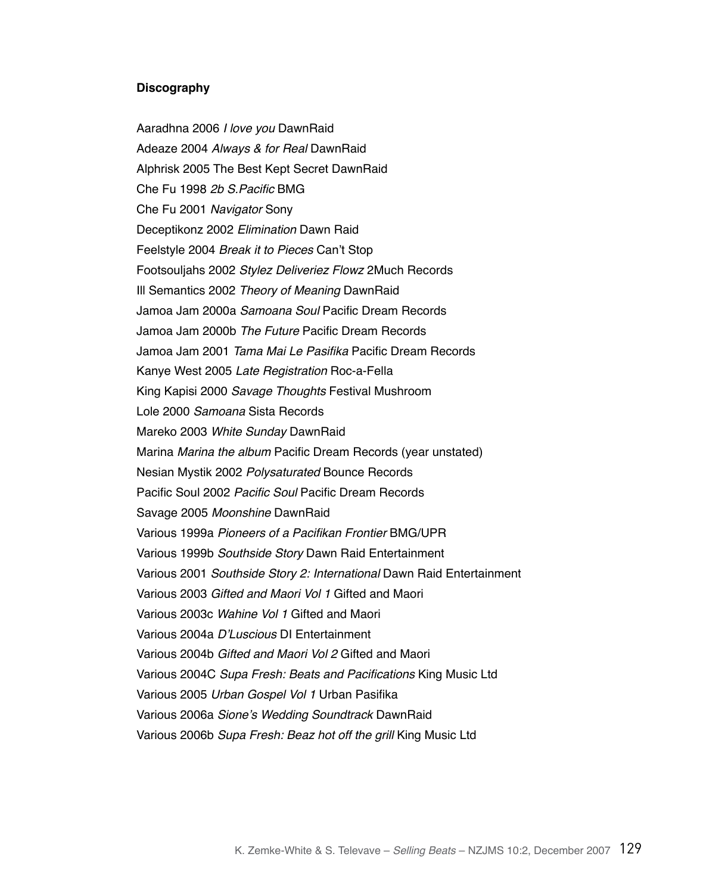**Discography**

Aaradhna 2006 *I love you* DawnRaid

Adeaze 2004 *Always & for Real* DawnRaid

Alphrisk 2005 The Best Kept Secret DawnRaid

Che Fu 1998 *2b S.Pacific* BMG

Che Fu 2001 *Navigator* Sony

Deceptikonz 2002 *Elimination* Dawn Raid

Feelstyle 2004 *Break it to Pieces* Can't Stop

Footsouljahs 2002 *Stylez Deliveriez Flowz* 2Much Records

Ill Semantics 2002 *Theory of Meaning* DawnRaid

Jamoa Jam 2000a *Samoana Soul* Pacific Dream Records

Jamoa Jam 2000b *The Future* Pacific Dream Records

Jamoa Jam 2001 *Tama Mai Le Pasifika* Pacific Dream Records

Kanye West 2005 *Late Registration* Roc-a-Fella

King Kapisi 2000 *Savage Thoughts* Festival Mushroom

Lole 2000 *Samoana* Sista Records

Mareko 2003 *White Sunday* DawnRaid

Marina *Marina the album* Pacific Dream Records (year unstated)

Nesian Mystik 2002 *Polysaturated* Bounce Records

Pacific Soul 2002 *Pacific Soul* Pacific Dream Records

Savage 2005 *Moonshine* DawnRaid

Various 1999a *Pioneers of a Pacifikan Frontier* BMG/UPR

Various 1999b *Southside Story* Dawn Raid Entertainment

Various 2001 *Southside Story 2: International* Dawn Raid Entertainment

Various 2003 *Gifted and Maori Vol 1* Gifted and Maori

Various 2003c *Wahine Vol 1* Gifted and Maori

Various 2004a *D'Luscious* DI Entertainment

Various 2004b *Gifted and Maori Vol 2* Gifted and Maori

Various 2004C *Supa Fresh: Beats and Pacifications* King Music Ltd

Various 2005 *Urban Gospel Vol 1* Urban Pasifika

Various 2006a *Sione's Wedding Soundtrack* DawnRaid

Various 2006b *Supa Fresh: Beaz hot off the grill* King Music Ltd